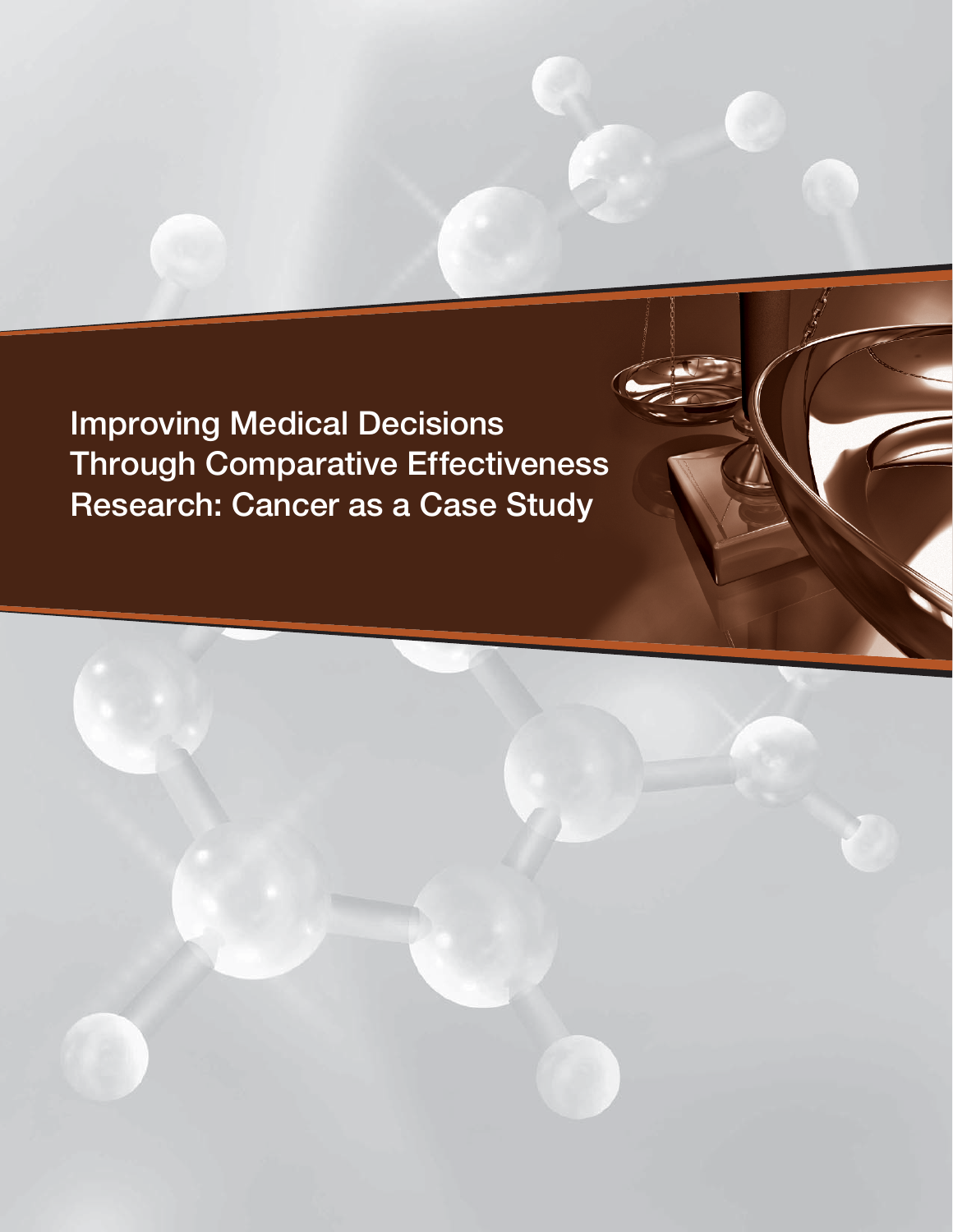# Improving Medical Decisions Through Comparative Effectiveness Research: Cancer as a Case Study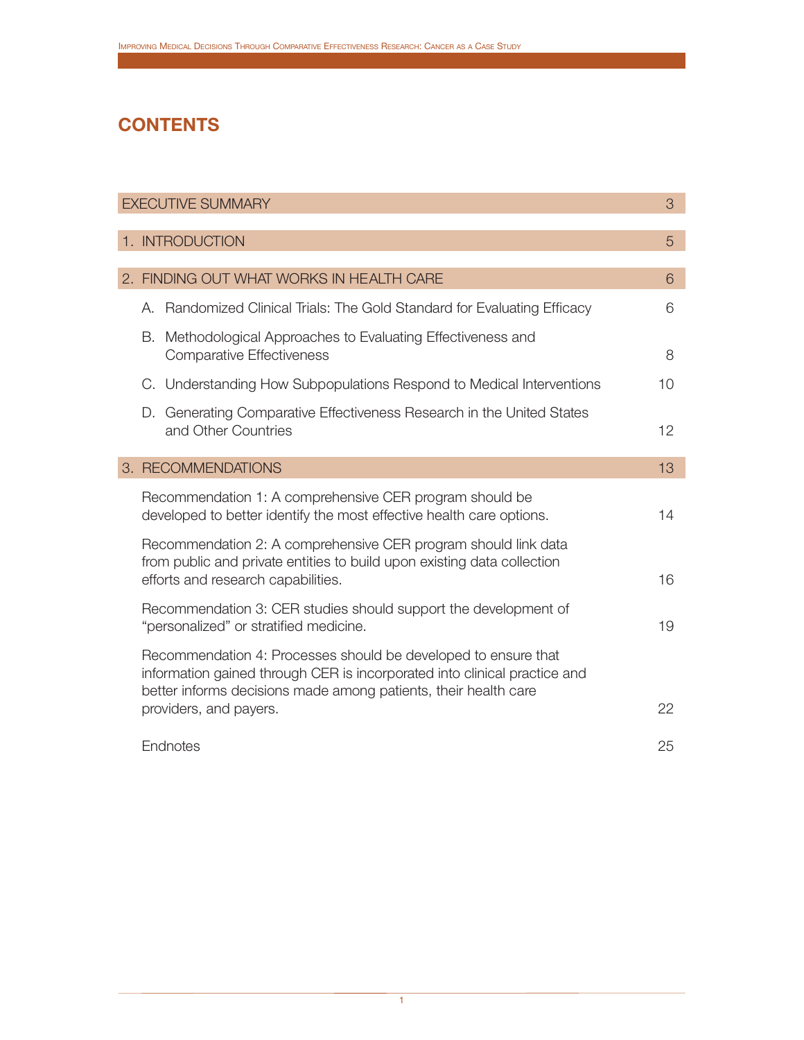# CONTENTS

| | |
|---|---|
| EXECUTIVE SUMMARY | 3 |
| 1. INTRODUCTION | 5 |
| 2. FINDING OUT WHAT WORKS IN HEALTH CARE | 6 |
| A. Randomized Clinical Trials: The Gold Standard for Evaluating Efficacy | 6 |
| B. Methodological Approaches to Evaluating Effectiveness and Comparative Effectiveness | 8 |
| C. Understanding How Subpopulations Respond to Medical Interventions | 10 |
| D. Generating Comparative Effectiveness Research in the United States and Other Countries | 12 |
| 3. RECOMMENDATIONS | 13 |
| Recommendation 1: A comprehensive CER program should be developed to better identify the most effective health care options. | 14 |
| Recommendation 2: A comprehensive CER program should link data from public and private entities to build upon existing data collection efforts and research capabilities. | 16 |
| Recommendation 3: CER studies should support the development of "personalized" or stratified medicine. | 19 |
| Recommendation 4: Processes should be developed to ensure that information gained through CER is incorporated into clinical practice and better informs decisions made among patients, their health care providers, and payers. | 22 |
| Endnotes | 25 |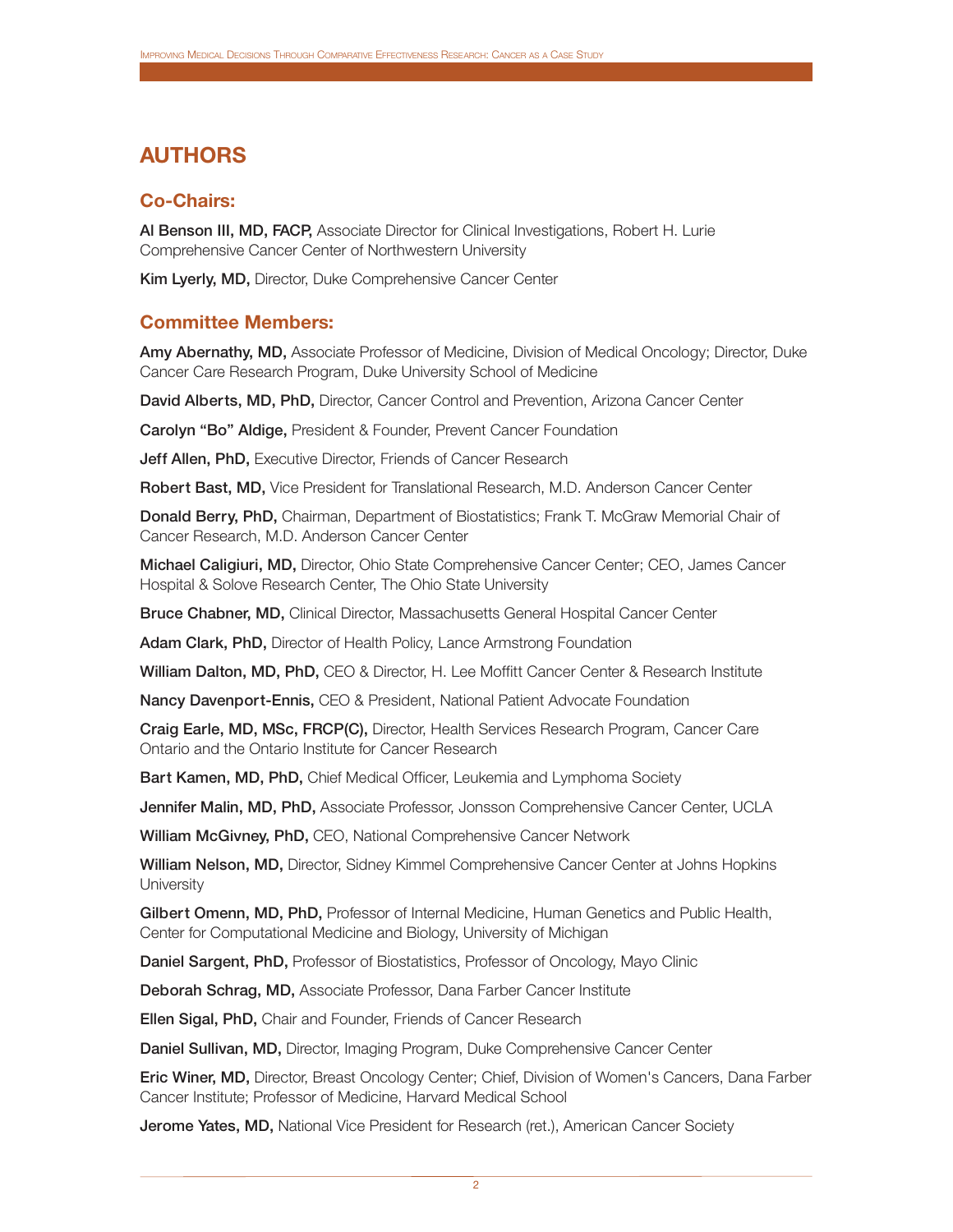# AUTHORS

## Co-Chairs:

**Al Benson III, MD, FACP,** Associate Director for Clinical Investigations, Robert H. Lurie Comprehensive Cancer Center of Northwestern University

**Kim Lyerly, MD,** Director, Duke Comprehensive Cancer Center

## Committee Members:

**Amy Abernathy, MD,** Associate Professor of Medicine, Division of Medical Oncology; Director, Duke Cancer Care Research Program, Duke University School of Medicine

**David Alberts, MD, PhD,** Director, Cancer Control and Prevention, Arizona Cancer Center

**Carolyn "Bo" Aldige,** President & Founder, Prevent Cancer Foundation

**Jeff Allen, PhD,** Executive Director, Friends of Cancer Research

**Robert Bast, MD,** Vice President for Translational Research, M.D. Anderson Cancer Center

**Donald Berry, PhD,** Chairman, Department of Biostatistics; Frank T. McGraw Memorial Chair of Cancer Research, M.D. Anderson Cancer Center

**Michael Caligiuri, MD,** Director, Ohio State Comprehensive Cancer Center; CEO, James Cancer Hospital & Solove Research Center, The Ohio State University

**Bruce Chabner, MD,** Clinical Director, Massachusetts General Hospital Cancer Center

**Adam Clark, PhD,** Director of Health Policy, Lance Armstrong Foundation

**William Dalton, MD, PhD,** CEO & Director, H. Lee Moffitt Cancer Center & Research Institute

**Nancy Davenport-Ennis,** CEO & President, National Patient Advocate Foundation

**Craig Earle, MD, MSc, FRCP(C),** Director, Health Services Research Program, Cancer Care Ontario and the Ontario Institute for Cancer Research

**Bart Kamen, MD, PhD,** Chief Medical Officer, Leukemia and Lymphoma Society

**Jennifer Malin, MD, PhD,** Associate Professor, Jonsson Comprehensive Cancer Center, UCLA

**William McGivney, PhD,** CEO, National Comprehensive Cancer Network

**William Nelson, MD,** Director, Sidney Kimmel Comprehensive Cancer Center at Johns Hopkins University

**Gilbert Omenn, MD, PhD,** Professor of Internal Medicine, Human Genetics and Public Health, Center for Computational Medicine and Biology, University of Michigan

**Daniel Sargent, PhD,** Professor of Biostatistics, Professor of Oncology, Mayo Clinic

**Deborah Schrag, MD,** Associate Professor, Dana Farber Cancer Institute

**Ellen Sigal, PhD,** Chair and Founder, Friends of Cancer Research

**Daniel Sullivan, MD,** Director, Imaging Program, Duke Comprehensive Cancer Center

**Eric Winer, MD,** Director, Breast Oncology Center; Chief, Division of Women's Cancers, Dana Farber Cancer Institute; Professor of Medicine, Harvard Medical School

**Jerome Yates, MD,** National Vice President for Research (ret.), American Cancer Society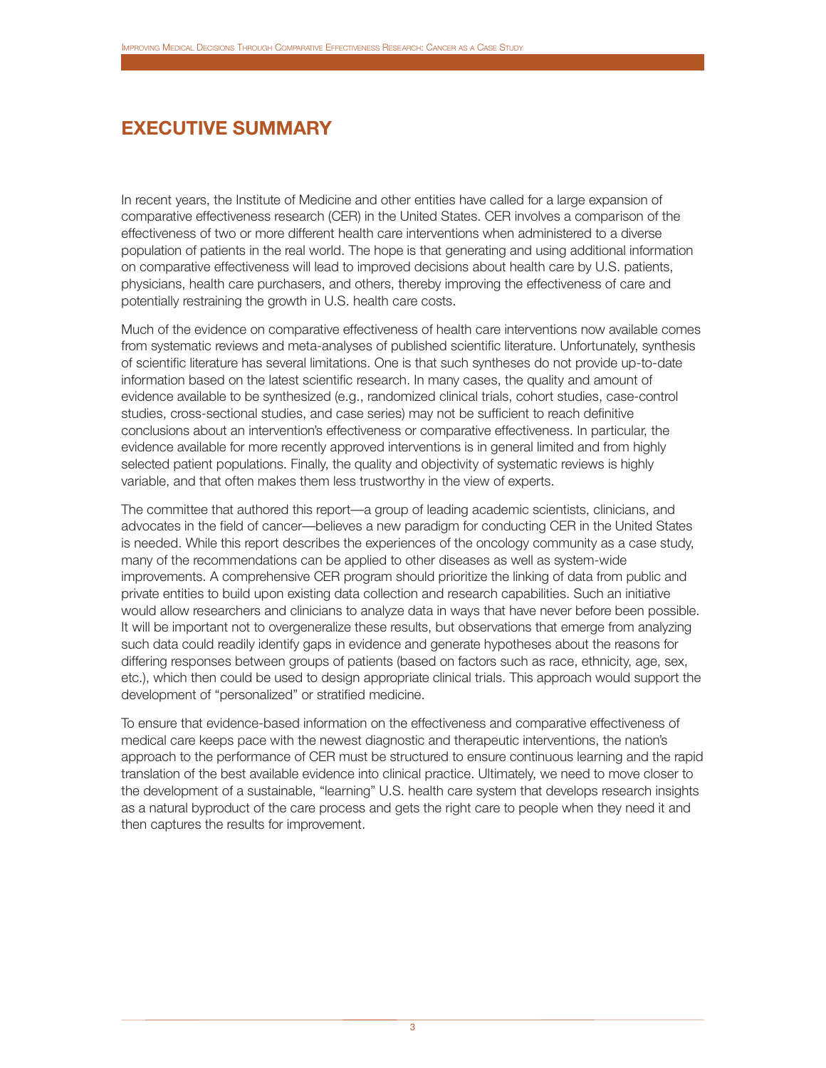# EXECUTIVE SUMMARY

In recent years, the Institute of Medicine and other entities have called for a large expansion of comparative effectiveness research (CER) in the United States. CER involves a comparison of the effectiveness of two or more different health care interventions when administered to a diverse population of patients in the real world. The hope is that generating and using additional information on comparative effectiveness will lead to improved decisions about health care by U.S. patients, physicians, health care purchasers, and others, thereby improving the effectiveness of care and potentially restraining the growth in U.S. health care costs.

Much of the evidence on comparative effectiveness of health care interventions now available comes from systematic reviews and meta-analyses of published scientific literature. Unfortunately, synthesis of scientific literature has several limitations. One is that such syntheses do not provide up-to-date information based on the latest scientific research. In many cases, the quality and amount of evidence available to be synthesized (e.g., randomized clinical trials, cohort studies, case-control studies, cross-sectional studies, and case series) may not be sufficient to reach definitive conclusions about an intervention's effectiveness or comparative effectiveness. In particular, the evidence available for more recently approved interventions is in general limited and from highly selected patient populations. Finally, the quality and objectivity of systematic reviews is highly variable, and that often makes them less trustworthy in the view of experts.

The committee that authored this report—a group of leading academic scientists, clinicians, and advocates in the field of cancer—believes a new paradigm for conducting CER in the United States is needed. While this report describes the experiences of the oncology community as a case study, many of the recommendations can be applied to other diseases as well as system-wide improvements. A comprehensive CER program should prioritize the linking of data from public and private entities to build upon existing data collection and research capabilities. Such an initiative would allow researchers and clinicians to analyze data in ways that have never before been possible. It will be important not to overgeneralize these results, but observations that emerge from analyzing such data could readily identify gaps in evidence and generate hypotheses about the reasons for differing responses between groups of patients (based on factors such as race, ethnicity, age, sex, etc.), which then could be used to design appropriate clinical trials. This approach would support the development of "personalized" or stratified medicine.

To ensure that evidence-based information on the effectiveness and comparative effectiveness of medical care keeps pace with the newest diagnostic and therapeutic interventions, the nation's approach to the performance of CER must be structured to ensure continuous learning and the rapid translation of the best available evidence into clinical practice. Ultimately, we need to move closer to the development of a sustainable, "learning" U.S. health care system that develops research insights as a natural byproduct of the care process and gets the right care to people when they need it and then captures the results for improvement.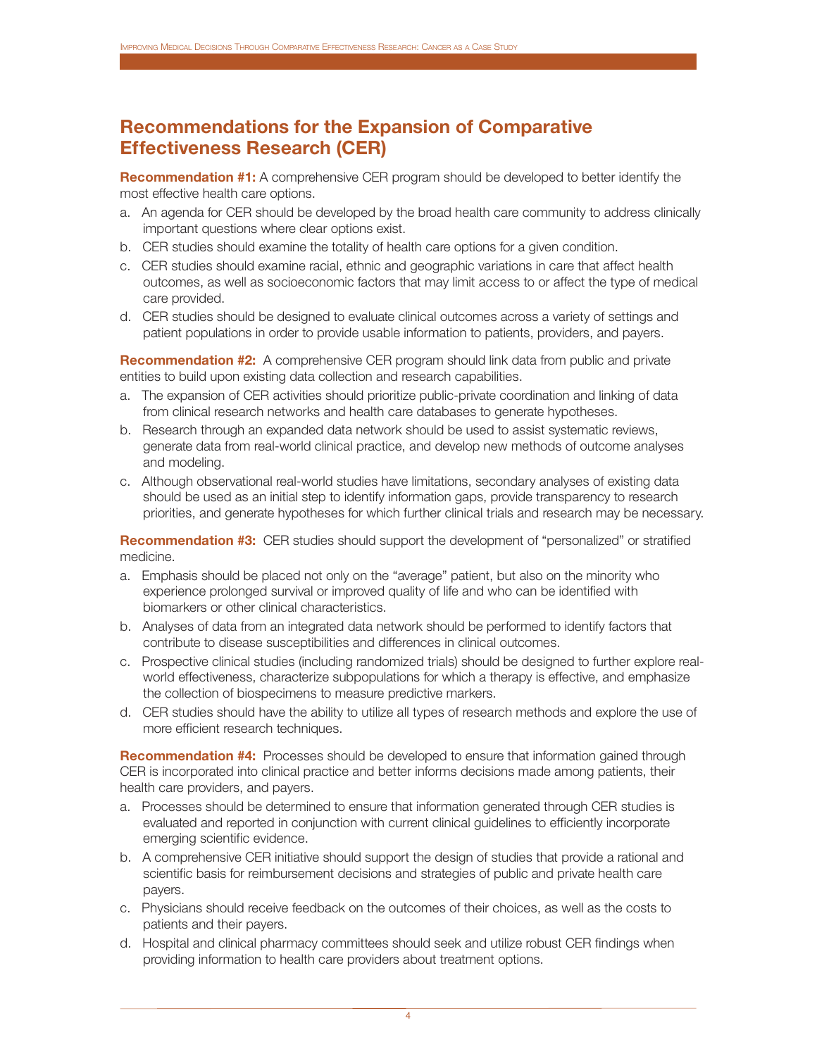## Recommendations for the Expansion of Comparative Effectiveness Research (CER)

**Recommendation #1:** A comprehensive CER program should be developed to better identify the most effective health care options.

a. An agenda for CER should be developed by the broad health care community to address clinically important questions where clear options exist.
b. CER studies should examine the totality of health care options for a given condition.
c. CER studies should examine racial, ethnic and geographic variations in care that affect health outcomes, as well as socioeconomic factors that may limit access to or affect the type of medical care provided.
d. CER studies should be designed to evaluate clinical outcomes across a variety of settings and patient populations in order to provide usable information to patients, providers, and payers.

**Recommendation #2:** A comprehensive CER program should link data from public and private entities to build upon existing data collection and research capabilities.

a. The expansion of CER activities should prioritize public-private coordination and linking of data from clinical research networks and health care databases to generate hypotheses.
b. Research through an expanded data network should be used to assist systematic reviews, generate data from real-world clinical practice, and develop new methods of outcome analyses and modeling.
c. Although observational real-world studies have limitations, secondary analyses of existing data should be used as an initial step to identify information gaps, provide transparency to research priorities, and generate hypotheses for which further clinical trials and research may be necessary.

**Recommendation #3:** CER studies should support the development of "personalized" or stratified medicine.

a. Emphasis should be placed not only on the "average" patient, but also on the minority who experience prolonged survival or improved quality of life and who can be identified with biomarkers or other clinical characteristics.
b. Analyses of data from an integrated data network should be performed to identify factors that contribute to disease susceptibilities and differences in clinical outcomes.
c. Prospective clinical studies (including randomized trials) should be designed to further explore real-world effectiveness, characterize subpopulations for which a therapy is effective, and emphasize the collection of biospecimens to measure predictive markers.
d. CER studies should have the ability to utilize all types of research methods and explore the use of more efficient research techniques.

**Recommendation #4:** Processes should be developed to ensure that information gained through CER is incorporated into clinical practice and better informs decisions made among patients, their health care providers, and payers.

a. Processes should be determined to ensure that information generated through CER studies is evaluated and reported in conjunction with current clinical guidelines to efficiently incorporate emerging scientific evidence.
b. A comprehensive CER initiative should support the design of studies that provide a rational and scientific basis for reimbursement decisions and strategies of public and private health care payers.
c. Physicians should receive feedback on the outcomes of their choices, as well as the costs to patients and their payers.
d. Hospital and clinical pharmacy committees should seek and utilize robust CER findings when providing information to health care providers about treatment options.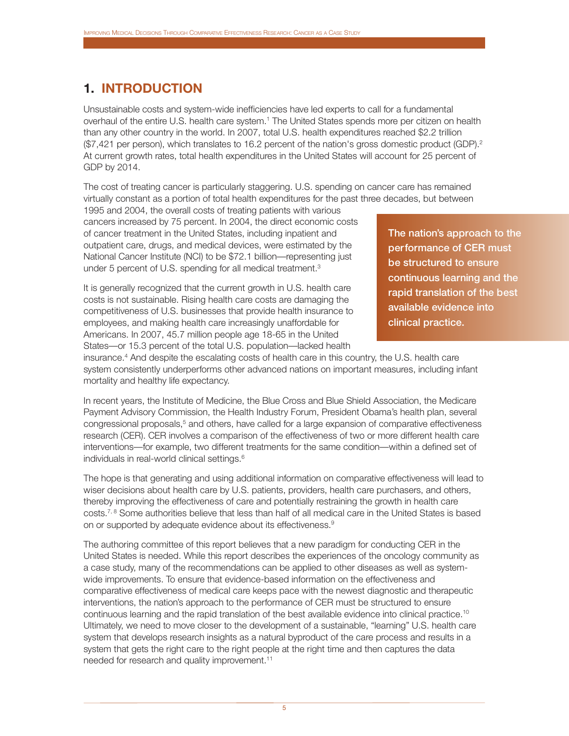## 1. INTRODUCTION

Unsustainable costs and system-wide inefficiencies have led experts to call for a fundamental overhaul of the entire U.S. health care system.[1] The United States spends more per citizen on health than any other country in the world. In 2007, total U.S. health expenditures reached $2.2 trillion ($7,421 per person), which translates to 16.2 percent of the nation's gross domestic product (GDP).[2] At current growth rates, total health expenditures in the United States will account for 25 percent of GDP by 2014.

The cost of treating cancer is particularly staggering. U.S. spending on cancer care has remained virtually constant as a portion of total health expenditures for the past three decades, but between 1995 and 2004, the overall costs of treating patients with various cancers increased by 75 percent. In 2004, the direct economic costs of cancer treatment in the United States, including inpatient and outpatient care, drugs, and medical devices, were estimated by the National Cancer Institute (NCI) to be $72.1 billion—representing just under 5 percent of U.S. spending for all medical treatment.[3]

> **The nation's approach to the performance of CER must be structured to ensure continuous learning and the rapid translation of the best available evidence into clinical practice.**

It is generally recognized that the current growth in U.S. health care costs is not sustainable. Rising health care costs are damaging the competitiveness of U.S. businesses that provide health insurance to employees, and making health care increasingly unaffordable for Americans. In 2007, 45.7 million people age 18-65 in the United States—or 15.3 percent of the total U.S. population—lacked health insurance.[4] And despite the escalating costs of health care in this country, the U.S. health care system consistently underperforms other advanced nations on important measures, including infant mortality and healthy life expectancy.

In recent years, the Institute of Medicine, the Blue Cross and Blue Shield Association, the Medicare Payment Advisory Commission, the Health Industry Forum, President Obama's health plan, several congressional proposals,[5] and others, have called for a large expansion of comparative effectiveness research (CER). CER involves a comparison of the effectiveness of two or more different health care interventions—for example, two different treatments for the same condition—within a defined set of individuals in real-world clinical settings.[6]

The hope is that generating and using additional information on comparative effectiveness will lead to wiser decisions about health care by U.S. patients, providers, health care purchasers, and others, thereby improving the effectiveness of care and potentially restraining the growth in health care costs.[7, 8] Some authorities believe that less than half of all medical care in the United States is based on or supported by adequate evidence about its effectiveness.[9]

The authoring committee of this report believes that a new paradigm for conducting CER in the United States is needed. While this report describes the experiences of the oncology community as a case study, many of the recommendations can be applied to other diseases as well as system-wide improvements. To ensure that evidence-based information on the effectiveness and comparative effectiveness of medical care keeps pace with the newest diagnostic and therapeutic interventions, the nation's approach to the performance of CER must be structured to ensure continuous learning and the rapid translation of the best available evidence into clinical practice.[10] Ultimately, we need to move closer to the development of a sustainable, "learning" U.S. health care system that develops research insights as a natural byproduct of the care process and results in a system that gets the right care to the right people at the right time and then captures the data needed for research and quality improvement.[11]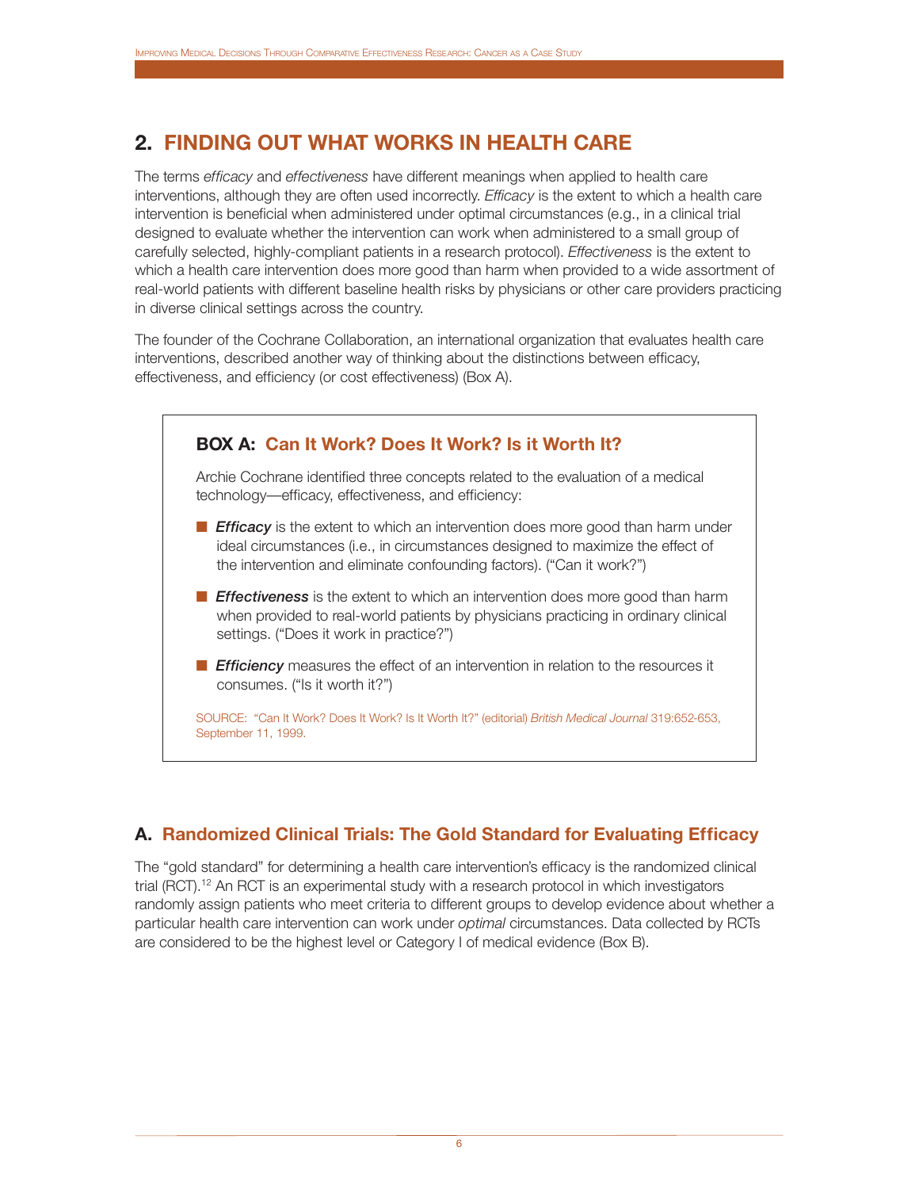## 2. FINDING OUT WHAT WORKS IN HEALTH CARE

The terms *efficacy* and *effectiveness* have different meanings when applied to health care interventions, although they are often used incorrectly. *Efficacy* is the extent to which a health care intervention is beneficial when administered under optimal circumstances (e.g., in a clinical trial designed to evaluate whether the intervention can work when administered to a small group of carefully selected, highly-compliant patients in a research protocol). *Effectiveness* is the extent to which a health care intervention does more good than harm when provided to a wide assortment of real-world patients with different baseline health risks by physicians or other care providers practicing in diverse clinical settings across the country.

The founder of the Cochrane Collaboration, an international organization that evaluates health care interventions, described another way of thinking about the distinctions between efficacy, effectiveness, and efficiency (or cost effectiveness) (Box A).

### BOX A: Can It Work? Does It Work? Is it Worth It?

Archie Cochrane identified three concepts related to the evaluation of a medical technology—efficacy, effectiveness, and efficiency:

- ***Efficacy*** is the extent to which an intervention does more good than harm under ideal circumstances (i.e., in circumstances designed to maximize the effect of the intervention and eliminate confounding factors). ("Can it work?")
- ***Effectiveness*** is the extent to which an intervention does more good than harm when provided to real-world patients by physicians practicing in ordinary clinical settings. ("Does it work in practice?")
- ***Efficiency*** measures the effect of an intervention in relation to the resources it consumes. ("Is it worth it?")

SOURCE: "Can It Work? Does It Work? Is It Worth It?" (editorial) *British Medical Journal* 319:652-653, September 11, 1999.

### A. Randomized Clinical Trials: The Gold Standard for Evaluating Efficacy

The "gold standard" for determining a health care intervention's efficacy is the randomized clinical trial (RCT).[12] An RCT is an experimental study with a research protocol in which investigators randomly assign patients who meet criteria to different groups to develop evidence about whether a particular health care intervention can work under *optimal* circumstances. Data collected by RCTs are considered to be the highest level or Category I of medical evidence (Box B).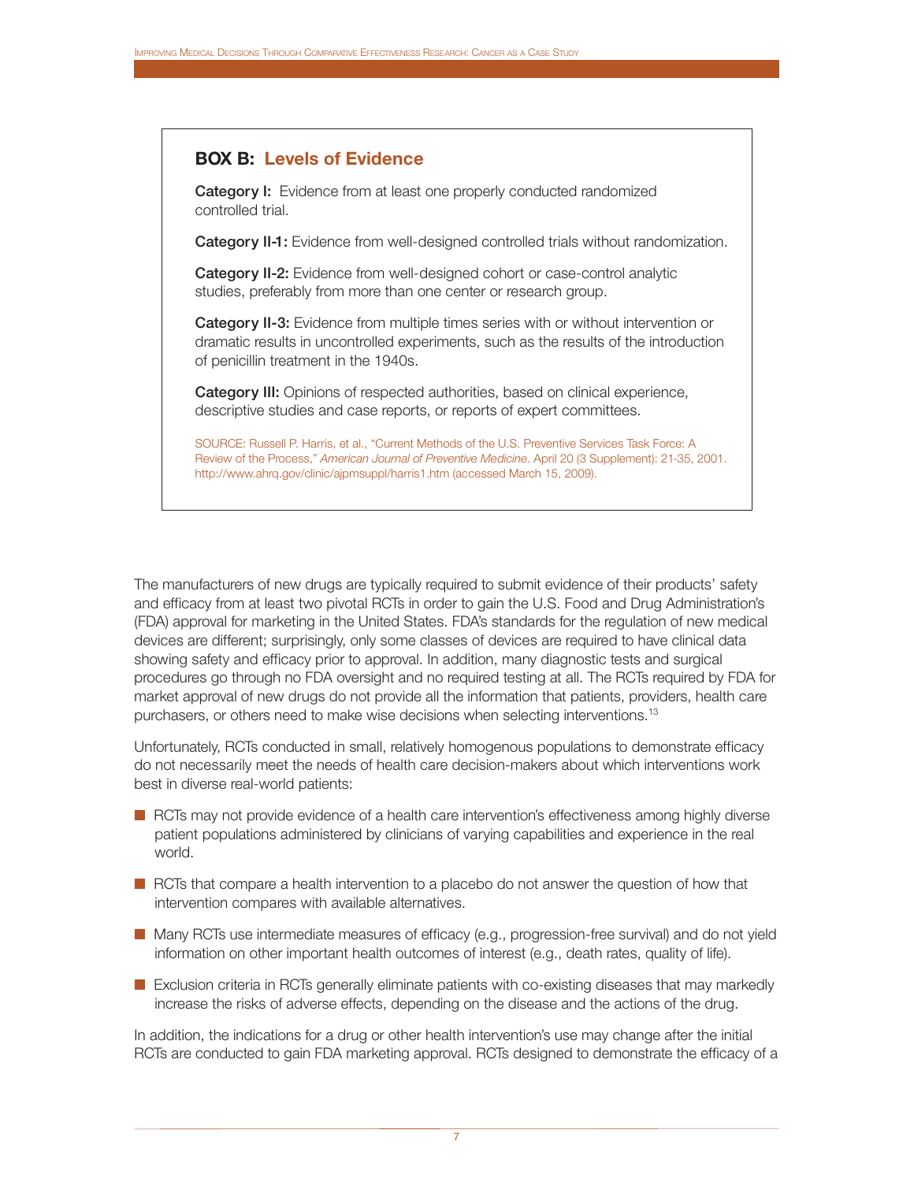## BOX B: Levels of Evidence

**Category I:** Evidence from at least one properly conducted randomized controlled trial.

**Category II-1:** Evidence from well-designed controlled trials without randomization.

**Category II-2:** Evidence from well-designed cohort or case-control analytic studies, preferably from more than one center or research group.

**Category II-3:** Evidence from multiple times series with or without intervention or dramatic results in uncontrolled experiments, such as the results of the introduction of penicillin treatment in the 1940s.

**Category III:** Opinions of respected authorities, based on clinical experience, descriptive studies and case reports, or reports of expert committees.

SOURCE: Russell P. Harris, et al., "Current Methods of the U.S. Preventive Services Task Force: A Review of the Process," *American Journal of Preventive Medicine*. April 20 (3 Supplement): 21-35, 2001. http://www.ahrq.gov/clinic/ajpmsuppl/harris1.htm (accessed March 15, 2009).

The manufacturers of new drugs are typically required to submit evidence of their products' safety and efficacy from at least two pivotal RCTs in order to gain the U.S. Food and Drug Administration's (FDA) approval for marketing in the United States. FDA's standards for the regulation of new medical devices are different; surprisingly, only some classes of devices are required to have clinical data showing safety and efficacy prior to approval. In addition, many diagnostic tests and surgical procedures go through no FDA oversight and no required testing at all. The RCTs required by FDA for market approval of new drugs do not provide all the information that patients, providers, health care purchasers, or others need to make wise decisions when selecting interventions.[13]

Unfortunately, RCTs conducted in small, relatively homogenous populations to demonstrate efficacy do not necessarily meet the needs of health care decision-makers about which interventions work best in diverse real-world patients:

- RCTs may not provide evidence of a health care intervention's effectiveness among highly diverse patient populations administered by clinicians of varying capabilities and experience in the real world.
- RCTs that compare a health intervention to a placebo do not answer the question of how that intervention compares with available alternatives.
- Many RCTs use intermediate measures of efficacy (e.g., progression-free survival) and do not yield information on other important health outcomes of interest (e.g., death rates, quality of life).
- Exclusion criteria in RCTs generally eliminate patients with co-existing diseases that may markedly increase the risks of adverse effects, depending on the disease and the actions of the drug.

In addition, the indications for a drug or other health intervention's use may change after the initial RCTs are conducted to gain FDA marketing approval. RCTs designed to demonstrate the efficacy of a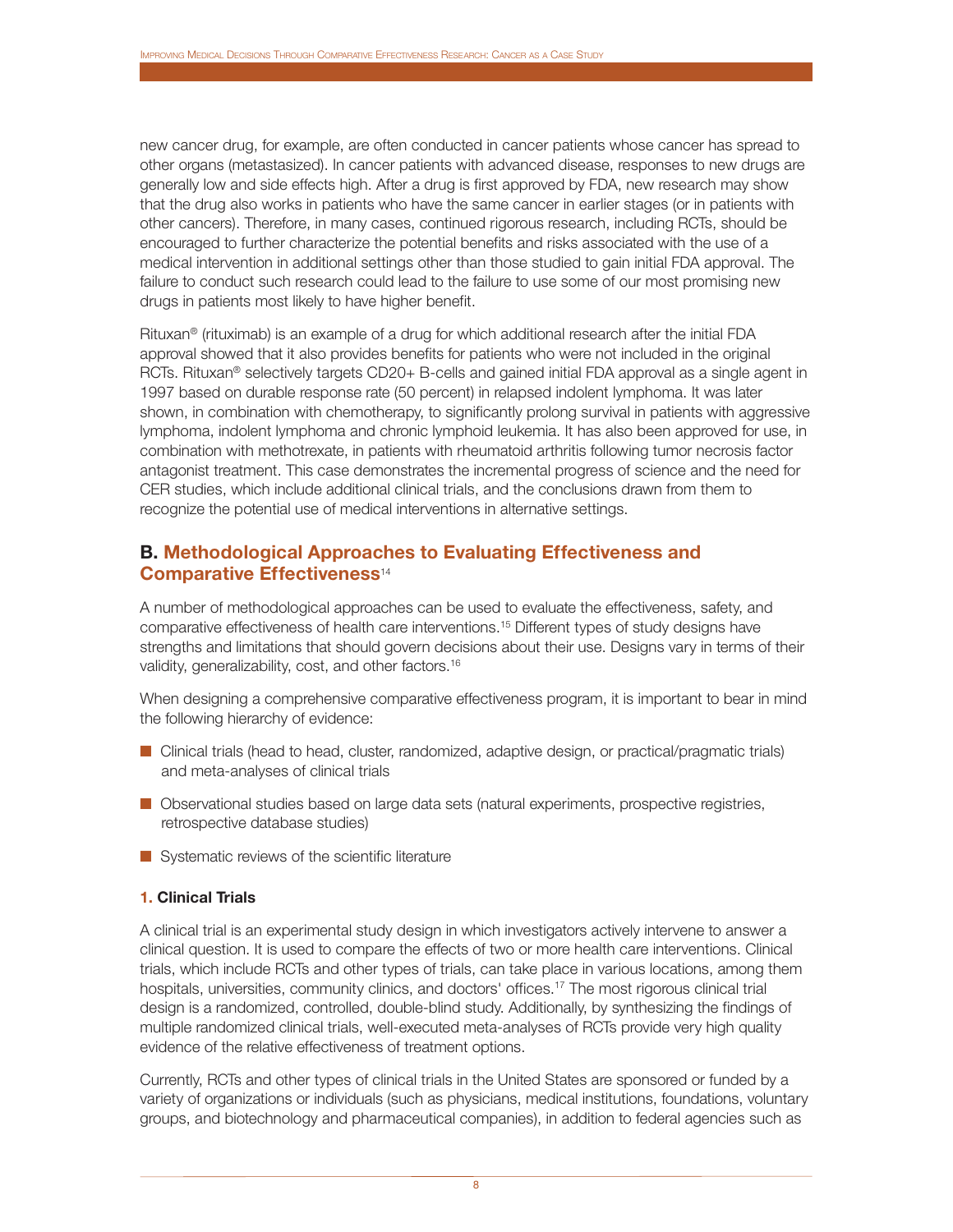new cancer drug, for example, are often conducted in cancer patients whose cancer has spread to other organs (metastasized). In cancer patients with advanced disease, responses to new drugs are generally low and side effects high. After a drug is first approved by FDA, new research may show that the drug also works in patients who have the same cancer in earlier stages (or in patients with other cancers). Therefore, in many cases, continued rigorous research, including RCTs, should be encouraged to further characterize the potential benefits and risks associated with the use of a medical intervention in additional settings other than those studied to gain initial FDA approval. The failure to conduct such research could lead to the failure to use some of our most promising new drugs in patients most likely to have higher benefit.

Rituxan® (rituximab) is an example of a drug for which additional research after the initial FDA approval showed that it also provides benefits for patients who were not included in the original RCTs. Rituxan® selectively targets CD20+ B-cells and gained initial FDA approval as a single agent in 1997 based on durable response rate (50 percent) in relapsed indolent lymphoma. It was later shown, in combination with chemotherapy, to significantly prolong survival in patients with aggressive lymphoma, indolent lymphoma and chronic lymphoid leukemia. It has also been approved for use, in combination with methotrexate, in patients with rheumatoid arthritis following tumor necrosis factor antagonist treatment. This case demonstrates the incremental progress of science and the need for CER studies, which include additional clinical trials, and the conclusions drawn from them to recognize the potential use of medical interventions in alternative settings.

## B. Methodological Approaches to Evaluating Effectiveness and Comparative Effectiveness[14]

A number of methodological approaches can be used to evaluate the effectiveness, safety, and comparative effectiveness of health care interventions.[15] Different types of study designs have strengths and limitations that should govern decisions about their use. Designs vary in terms of their validity, generalizability, cost, and other factors.[16]

When designing a comprehensive comparative effectiveness program, it is important to bear in mind the following hierarchy of evidence:

- Clinical trials (head to head, cluster, randomized, adaptive design, or practical/pragmatic trials) and meta-analyses of clinical trials
- Observational studies based on large data sets (natural experiments, prospective registries, retrospective database studies)
- Systematic reviews of the scientific literature

### 1. Clinical Trials

A clinical trial is an experimental study design in which investigators actively intervene to answer a clinical question. It is used to compare the effects of two or more health care interventions. Clinical trials, which include RCTs and other types of trials, can take place in various locations, among them hospitals, universities, community clinics, and doctors' offices.[17] The most rigorous clinical trial design is a randomized, controlled, double-blind study. Additionally, by synthesizing the findings of multiple randomized clinical trials, well-executed meta-analyses of RCTs provide very high quality evidence of the relative effectiveness of treatment options.

Currently, RCTs and other types of clinical trials in the United States are sponsored or funded by a variety of organizations or individuals (such as physicians, medical institutions, foundations, voluntary groups, and biotechnology and pharmaceutical companies), in addition to federal agencies such as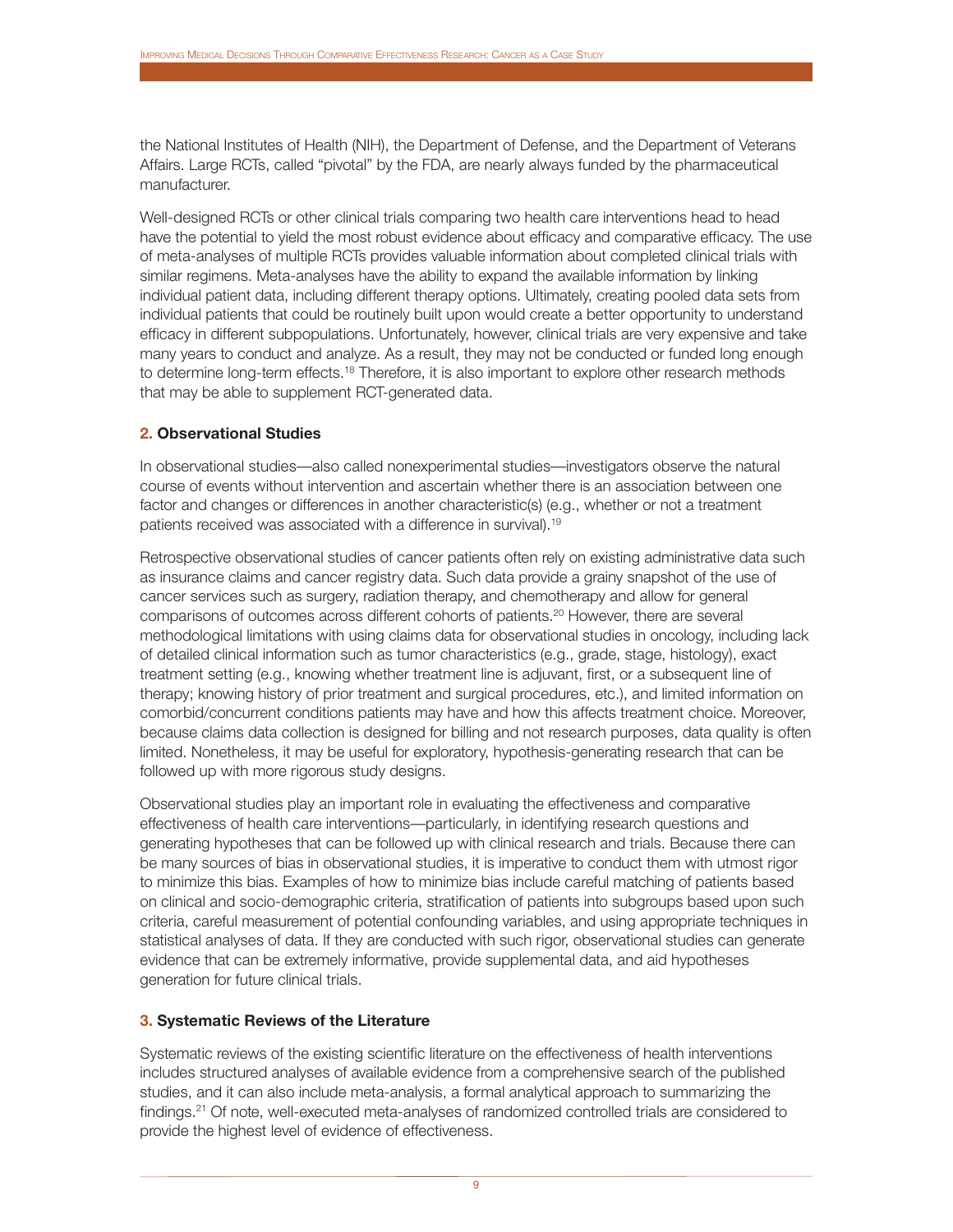the National Institutes of Health (NIH), the Department of Defense, and the Department of Veterans Affairs. Large RCTs, called "pivotal" by the FDA, are nearly always funded by the pharmaceutical manufacturer.

Well-designed RCTs or other clinical trials comparing two health care interventions head to head have the potential to yield the most robust evidence about efficacy and comparative efficacy. The use of meta-analyses of multiple RCTs provides valuable information about completed clinical trials with similar regimens. Meta-analyses have the ability to expand the available information by linking individual patient data, including different therapy options. Ultimately, creating pooled data sets from individual patients that could be routinely built upon would create a better opportunity to understand efficacy in different subpopulations. Unfortunately, however, clinical trials are very expensive and take many years to conduct and analyze. As a result, they may not be conducted or funded long enough to determine long-term effects.[18] Therefore, it is also important to explore other research methods that may be able to supplement RCT-generated data.

### 2. Observational Studies

In observational studies—also called nonexperimental studies—investigators observe the natural course of events without intervention and ascertain whether there is an association between one factor and changes or differences in another characteristic(s) (e.g., whether or not a treatment patients received was associated with a difference in survival).[19]

Retrospective observational studies of cancer patients often rely on existing administrative data such as insurance claims and cancer registry data. Such data provide a grainy snapshot of the use of cancer services such as surgery, radiation therapy, and chemotherapy and allow for general comparisons of outcomes across different cohorts of patients.[20] However, there are several methodological limitations with using claims data for observational studies in oncology, including lack of detailed clinical information such as tumor characteristics (e.g., grade, stage, histology), exact treatment setting (e.g., knowing whether treatment line is adjuvant, first, or a subsequent line of therapy; knowing history of prior treatment and surgical procedures, etc.), and limited information on comorbid/concurrent conditions patients may have and how this affects treatment choice. Moreover, because claims data collection is designed for billing and not research purposes, data quality is often limited. Nonetheless, it may be useful for exploratory, hypothesis-generating research that can be followed up with more rigorous study designs.

Observational studies play an important role in evaluating the effectiveness and comparative effectiveness of health care interventions—particularly, in identifying research questions and generating hypotheses that can be followed up with clinical research and trials. Because there can be many sources of bias in observational studies, it is imperative to conduct them with utmost rigor to minimize this bias. Examples of how to minimize bias include careful matching of patients based on clinical and socio-demographic criteria, stratification of patients into subgroups based upon such criteria, careful measurement of potential confounding variables, and using appropriate techniques in statistical analyses of data. If they are conducted with such rigor, observational studies can generate evidence that can be extremely informative, provide supplemental data, and aid hypotheses generation for future clinical trials.

### 3. Systematic Reviews of the Literature

Systematic reviews of the existing scientific literature on the effectiveness of health interventions includes structured analyses of available evidence from a comprehensive search of the published studies, and it can also include meta-analysis, a formal analytical approach to summarizing the findings.[21] Of note, well-executed meta-analyses of randomized controlled trials are considered to provide the highest level of evidence of effectiveness.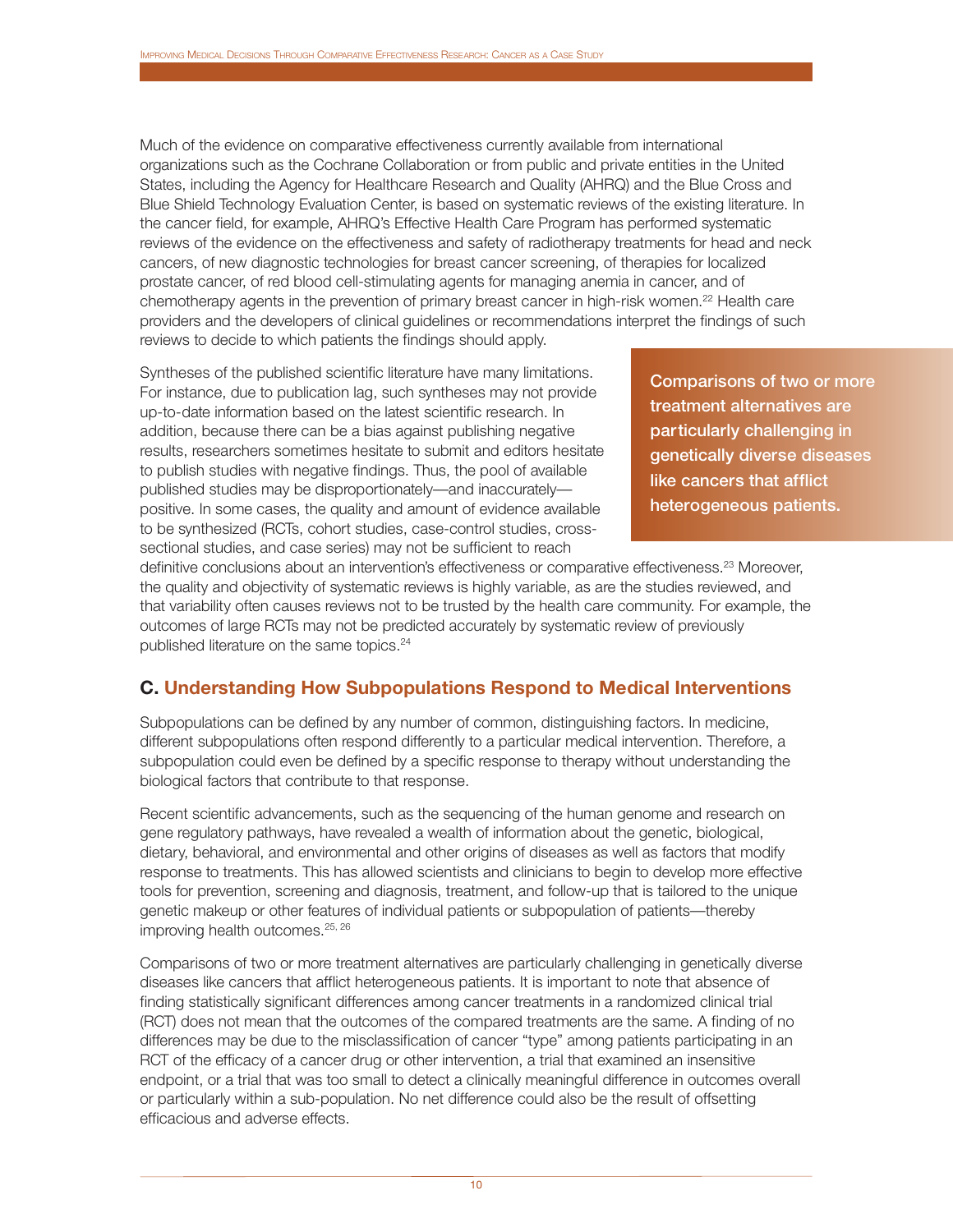Much of the evidence on comparative effectiveness currently available from international organizations such as the Cochrane Collaboration or from public and private entities in the United States, including the Agency for Healthcare Research and Quality (AHRQ) and the Blue Cross and Blue Shield Technology Evaluation Center, is based on systematic reviews of the existing literature. In the cancer field, for example, AHRQ's Effective Health Care Program has performed systematic reviews of the evidence on the effectiveness and safety of radiotherapy treatments for head and neck cancers, of new diagnostic technologies for breast cancer screening, of therapies for localized prostate cancer, of red blood cell-stimulating agents for managing anemia in cancer, and of chemotherapy agents in the prevention of primary breast cancer in high-risk women.[22] Health care providers and the developers of clinical guidelines or recommendations interpret the findings of such reviews to decide to which patients the findings should apply.

Syntheses of the published scientific literature have many limitations. For instance, due to publication lag, such syntheses may not provide up-to-date information based on the latest scientific research. In addition, because there can be a bias against publishing negative results, researchers sometimes hesitate to submit and editors hesitate to publish studies with negative findings. Thus, the pool of available published studies may be disproportionately—and inaccurately—positive. In some cases, the quality and amount of evidence available to be synthesized (RCTs, cohort studies, case-control studies, cross-sectional studies, and case series) may not be sufficient to reach definitive conclusions about an intervention's effectiveness or comparative effectiveness.[23] Moreover, the quality and objectivity of systematic reviews is highly variable, as are the studies reviewed, and that variability often causes reviews not to be trusted by the health care community. For example, the outcomes of large RCTs may not be predicted accurately by systematic review of previously published literature on the same topics.[24]

> **Comparisons of two or more treatment alternatives are particularly challenging in genetically diverse diseases like cancers that afflict heterogeneous patients.**

## C. Understanding How Subpopulations Respond to Medical Interventions

Subpopulations can be defined by any number of common, distinguishing factors. In medicine, different subpopulations often respond differently to a particular medical intervention. Therefore, a subpopulation could even be defined by a specific response to therapy without understanding the biological factors that contribute to that response.

Recent scientific advancements, such as the sequencing of the human genome and research on gene regulatory pathways, have revealed a wealth of information about the genetic, biological, dietary, behavioral, and environmental and other origins of diseases as well as factors that modify response to treatments. This has allowed scientists and clinicians to begin to develop more effective tools for prevention, screening and diagnosis, treatment, and follow-up that is tailored to the unique genetic makeup or other features of individual patients or subpopulation of patients—thereby improving health outcomes.[25, 26]

Comparisons of two or more treatment alternatives are particularly challenging in genetically diverse diseases like cancers that afflict heterogeneous patients. It is important to note that absence of finding statistically significant differences among cancer treatments in a randomized clinical trial (RCT) does not mean that the outcomes of the compared treatments are the same. A finding of no differences may be due to the misclassification of cancer "type" among patients participating in an RCT of the efficacy of a cancer drug or other intervention, a trial that examined an insensitive endpoint, or a trial that was too small to detect a clinically meaningful difference in outcomes overall or particularly within a sub-population. No net difference could also be the result of offsetting efficacious and adverse effects.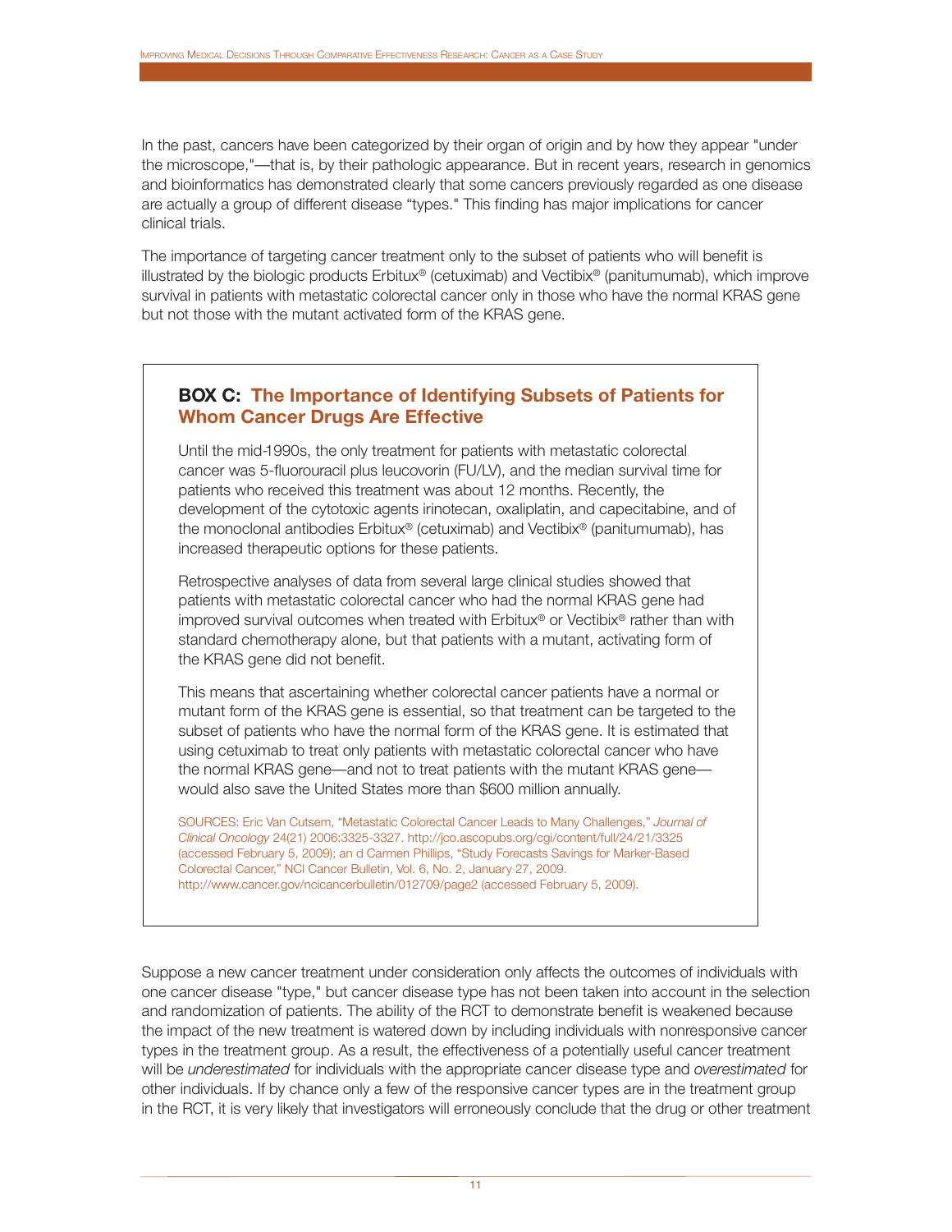In the past, cancers have been categorized by their organ of origin and by how they appear "under the microscope,"—that is, by their pathologic appearance. But in recent years, research in genomics and bioinformatics has demonstrated clearly that some cancers previously regarded as one disease are actually a group of different disease "types." This finding has major implications for cancer clinical trials.

The importance of targeting cancer treatment only to the subset of patients who will benefit is illustrated by the biologic products Erbitux® (cetuximab) and Vectibix® (panitumumab), which improve survival in patients with metastatic colorectal cancer only in those who have the normal KRAS gene but not those with the mutant activated form of the KRAS gene.

> ### **BOX C:** The Importance of Identifying Subsets of Patients for Whom Cancer Drugs Are Effective
>
> Until the mid-1990s, the only treatment for patients with metastatic colorectal cancer was 5-fluorouracil plus leucovorin (FU/LV), and the median survival time for patients who received this treatment was about 12 months. Recently, the development of the cytotoxic agents irinotecan, oxaliplatin, and capecitabine, and of the monoclonal antibodies Erbitux® (cetuximab) and Vectibix® (panitumumab), has increased therapeutic options for these patients.
>
> Retrospective analyses of data from several large clinical studies showed that patients with metastatic colorectal cancer who had the normal KRAS gene had improved survival outcomes when treated with Erbitux® or Vectibix® rather than with standard chemotherapy alone, but that patients with a mutant, activating form of the KRAS gene did not benefit.
>
> This means that ascertaining whether colorectal cancer patients have a normal or mutant form of the KRAS gene is essential, so that treatment can be targeted to the subset of patients who have the normal form of the KRAS gene. It is estimated that using cetuximab to treat only patients with metastatic colorectal cancer who have the normal KRAS gene—and not to treat patients with the mutant KRAS gene—would also save the United States more than $600 million annually.
>
> SOURCES: Eric Van Cutsem, "Metastatic Colorectal Cancer Leads to Many Challenges," *Journal of Clinical Oncology* 24(21) 2006:3325-3327. http://jco.ascopubs.org/cgi/content/full/24/21/3325 (accessed February 5, 2009); an d Carmen Phillips, "Study Forecasts Savings for Marker-Based Colorectal Cancer," NCI Cancer Bulletin, Vol. 6, No. 2, January 27, 2009. http://www.cancer.gov/ncicancerbulletin/012709/page2 (accessed February 5, 2009).

Suppose a new cancer treatment under consideration only affects the outcomes of individuals with one cancer disease "type," but cancer disease type has not been taken into account in the selection and randomization of patients. The ability of the RCT to demonstrate benefit is weakened because the impact of the new treatment is watered down by including individuals with nonresponsive cancer types in the treatment group. As a result, the effectiveness of a potentially useful cancer treatment will be *underestimated* for individuals with the appropriate cancer disease type and *overestimated* for other individuals. If by chance only a few of the responsive cancer types are in the treatment group in the RCT, it is very likely that investigators will erroneously conclude that the drug or other treatment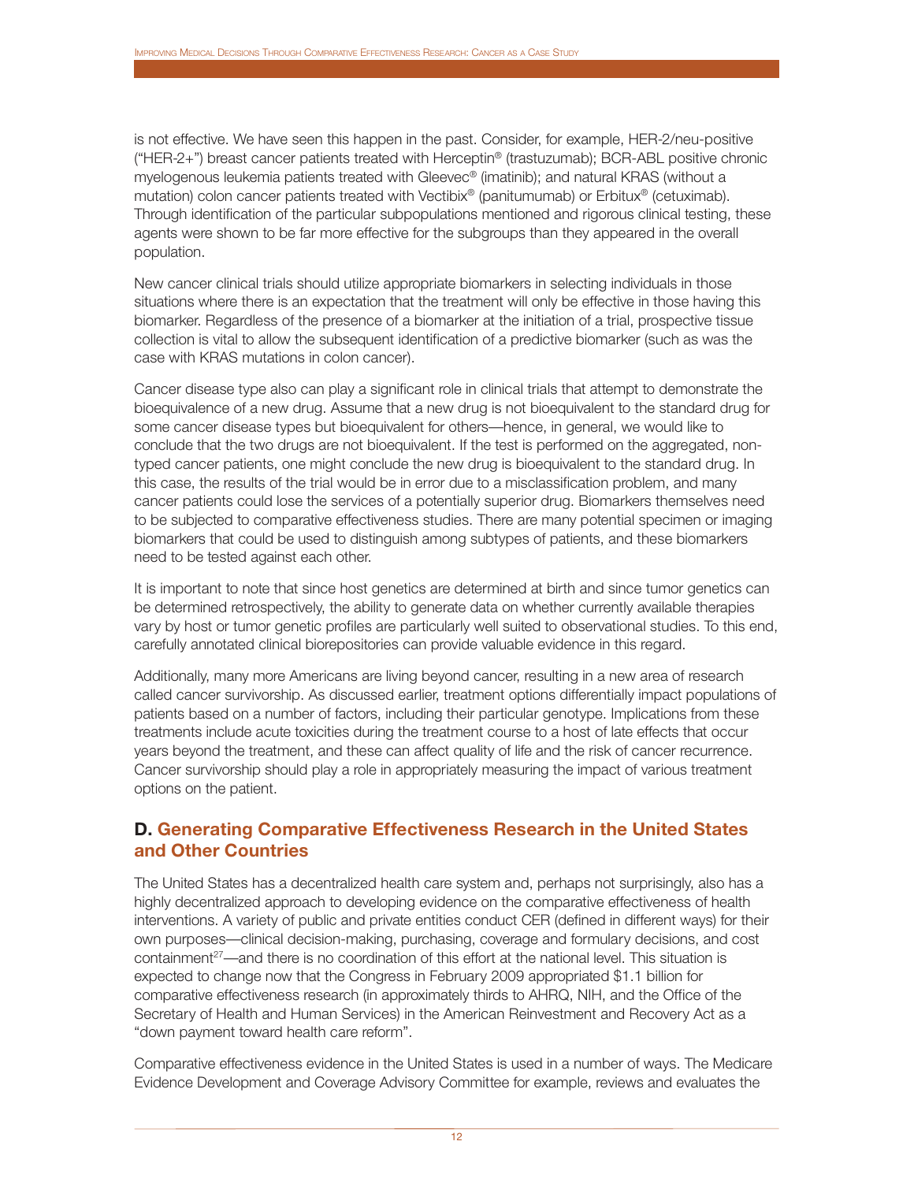is not effective. We have seen this happen in the past. Consider, for example, HER-2/neu-positive ("HER-2+") breast cancer patients treated with Herceptin® (trastuzumab); BCR-ABL positive chronic myelogenous leukemia patients treated with Gleevec® (imatinib); and natural KRAS (without a mutation) colon cancer patients treated with Vectibix® (panitumumab) or Erbitux® (cetuximab). Through identification of the particular subpopulations mentioned and rigorous clinical testing, these agents were shown to be far more effective for the subgroups than they appeared in the overall population.

New cancer clinical trials should utilize appropriate biomarkers in selecting individuals in those situations where there is an expectation that the treatment will only be effective in those having this biomarker. Regardless of the presence of a biomarker at the initiation of a trial, prospective tissue collection is vital to allow the subsequent identification of a predictive biomarker (such as was the case with KRAS mutations in colon cancer).

Cancer disease type also can play a significant role in clinical trials that attempt to demonstrate the bioequivalence of a new drug. Assume that a new drug is not bioequivalent to the standard drug for some cancer disease types but bioequivalent for others—hence, in general, we would like to conclude that the two drugs are not bioequivalent. If the test is performed on the aggregated, non-typed cancer patients, one might conclude the new drug is bioequivalent to the standard drug. In this case, the results of the trial would be in error due to a misclassification problem, and many cancer patients could lose the services of a potentially superior drug. Biomarkers themselves need to be subjected to comparative effectiveness studies. There are many potential specimen or imaging biomarkers that could be used to distinguish among subtypes of patients, and these biomarkers need to be tested against each other.

It is important to note that since host genetics are determined at birth and since tumor genetics can be determined retrospectively, the ability to generate data on whether currently available therapies vary by host or tumor genetic profiles are particularly well suited to observational studies. To this end, carefully annotated clinical biorepositories can provide valuable evidence in this regard.

Additionally, many more Americans are living beyond cancer, resulting in a new area of research called cancer survivorship. As discussed earlier, treatment options differentially impact populations of patients based on a number of factors, including their particular genotype. Implications from these treatments include acute toxicities during the treatment course to a host of late effects that occur years beyond the treatment, and these can affect quality of life and the risk of cancer recurrence. Cancer survivorship should play a role in appropriately measuring the impact of various treatment options on the patient.

## D. Generating Comparative Effectiveness Research in the United States and Other Countries

The United States has a decentralized health care system and, perhaps not surprisingly, also has a highly decentralized approach to developing evidence on the comparative effectiveness of health interventions. A variety of public and private entities conduct CER (defined in different ways) for their own purposes—clinical decision-making, purchasing, coverage and formulary decisions, and cost containment[27]—and there is no coordination of this effort at the national level. This situation is expected to change now that the Congress in February 2009 appropriated $1.1 billion for comparative effectiveness research (in approximately thirds to AHRQ, NIH, and the Office of the Secretary of Health and Human Services) in the American Reinvestment and Recovery Act as a "down payment toward health care reform".

Comparative effectiveness evidence in the United States is used in a number of ways. The Medicare Evidence Development and Coverage Advisory Committee for example, reviews and evaluates the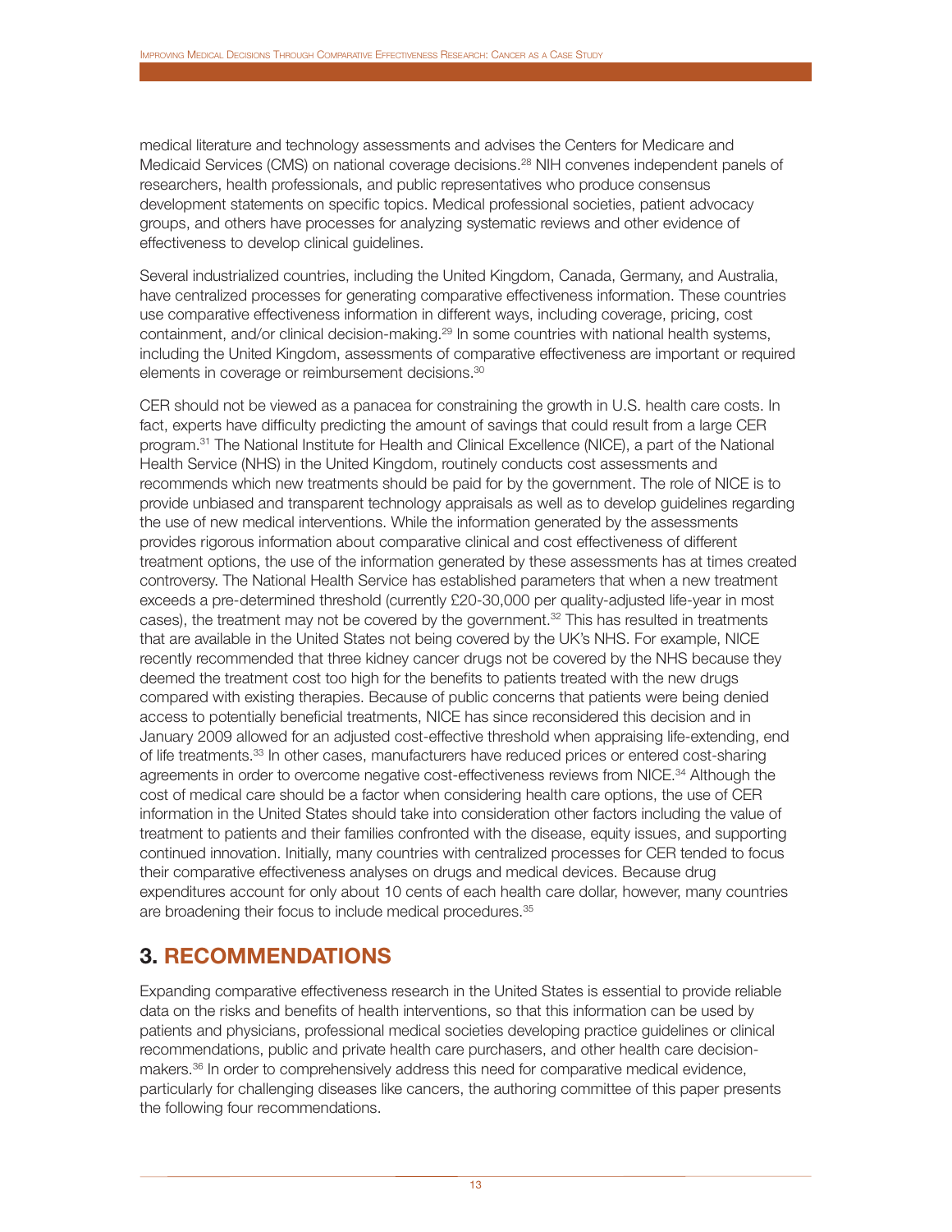medical literature and technology assessments and advises the Centers for Medicare and Medicaid Services (CMS) on national coverage decisions.[28] NIH convenes independent panels of researchers, health professionals, and public representatives who produce consensus development statements on specific topics. Medical professional societies, patient advocacy groups, and others have processes for analyzing systematic reviews and other evidence of effectiveness to develop clinical guidelines.

Several industrialized countries, including the United Kingdom, Canada, Germany, and Australia, have centralized processes for generating comparative effectiveness information. These countries use comparative effectiveness information in different ways, including coverage, pricing, cost containment, and/or clinical decision-making.[29] In some countries with national health systems, including the United Kingdom, assessments of comparative effectiveness are important or required elements in coverage or reimbursement decisions.[30]

CER should not be viewed as a panacea for constraining the growth in U.S. health care costs. In fact, experts have difficulty predicting the amount of savings that could result from a large CER program.[31] The National Institute for Health and Clinical Excellence (NICE), a part of the National Health Service (NHS) in the United Kingdom, routinely conducts cost assessments and recommends which new treatments should be paid for by the government. The role of NICE is to provide unbiased and transparent technology appraisals as well as to develop guidelines regarding the use of new medical interventions. While the information generated by the assessments provides rigorous information about comparative clinical and cost effectiveness of different treatment options, the use of the information generated by these assessments has at times created controversy. The National Health Service has established parameters that when a new treatment exceeds a pre-determined threshold (currently £20-30,000 per quality-adjusted life-year in most cases), the treatment may not be covered by the government.[32] This has resulted in treatments that are available in the United States not being covered by the UK's NHS. For example, NICE recently recommended that three kidney cancer drugs not be covered by the NHS because they deemed the treatment cost too high for the benefits to patients treated with the new drugs compared with existing therapies. Because of public concerns that patients were being denied access to potentially beneficial treatments, NICE has since reconsidered this decision and in January 2009 allowed for an adjusted cost-effective threshold when appraising life-extending, end of life treatments.[33] In other cases, manufacturers have reduced prices or entered cost-sharing agreements in order to overcome negative cost-effectiveness reviews from NICE.[34] Although the cost of medical care should be a factor when considering health care options, the use of CER information in the United States should take into consideration other factors including the value of treatment to patients and their families confronted with the disease, equity issues, and supporting continued innovation. Initially, many countries with centralized processes for CER tended to focus their comparative effectiveness analyses on drugs and medical devices. Because drug expenditures account for only about 10 cents of each health care dollar, however, many countries are broadening their focus to include medical procedures.[35]

## 3. RECOMMENDATIONS

Expanding comparative effectiveness research in the United States is essential to provide reliable data on the risks and benefits of health interventions, so that this information can be used by patients and physicians, professional medical societies developing practice guidelines or clinical recommendations, public and private health care purchasers, and other health care decision-makers.[36] In order to comprehensively address this need for comparative medical evidence, particularly for challenging diseases like cancers, the authoring committee of this paper presents the following four recommendations.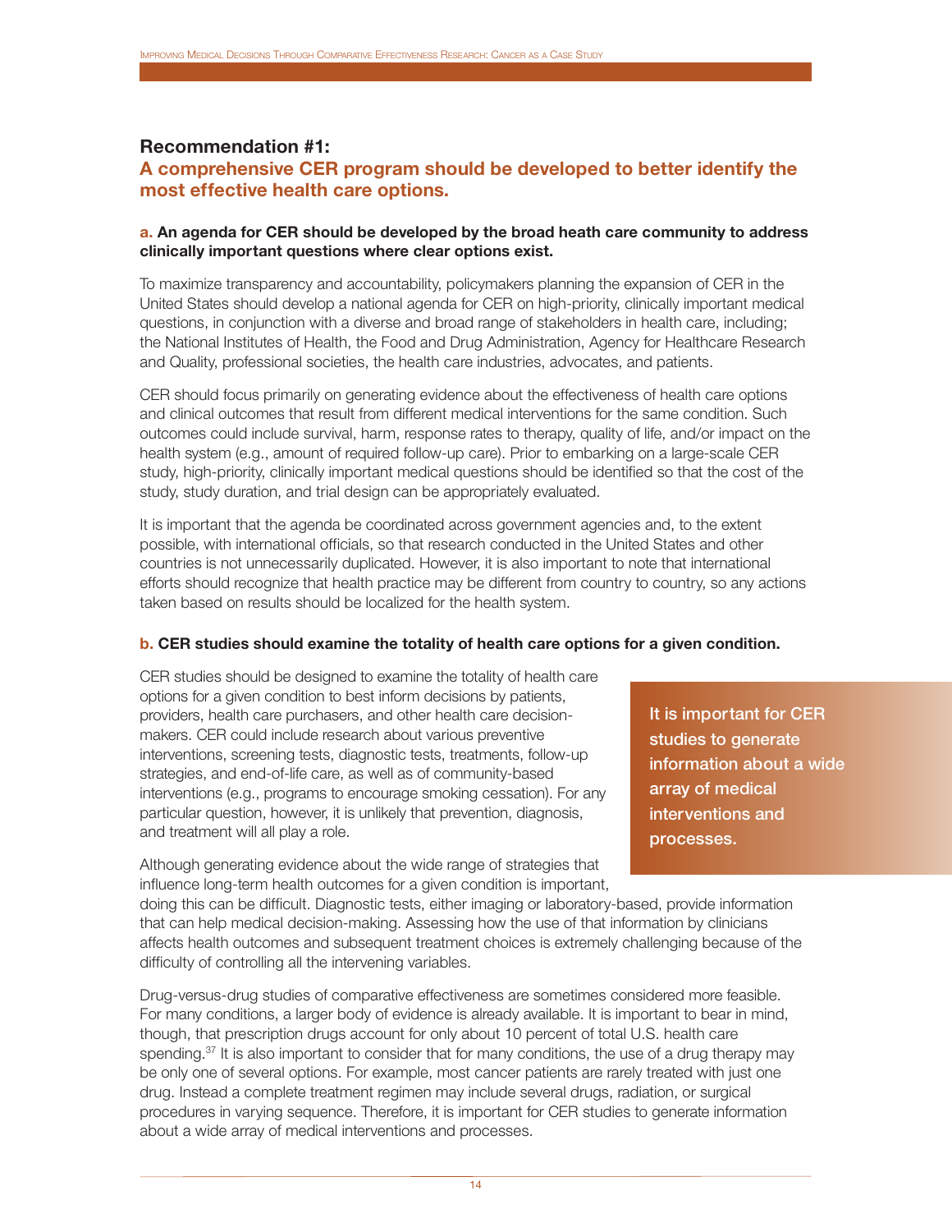## Recommendation #1:

## A comprehensive CER program should be developed to better identify the most effective health care options.

**a. An agenda for CER should be developed by the broad heath care community to address clinically important questions where clear options exist.**

To maximize transparency and accountability, policymakers planning the expansion of CER in the United States should develop a national agenda for CER on high-priority, clinically important medical questions, in conjunction with a diverse and broad range of stakeholders in health care, including; the National Institutes of Health, the Food and Drug Administration, Agency for Healthcare Research and Quality, professional societies, the health care industries, advocates, and patients.

CER should focus primarily on generating evidence about the effectiveness of health care options and clinical outcomes that result from different medical interventions for the same condition. Such outcomes could include survival, harm, response rates to therapy, quality of life, and/or impact on the health system (e.g., amount of required follow-up care). Prior to embarking on a large-scale CER study, high-priority, clinically important medical questions should be identified so that the cost of the study, study duration, and trial design can be appropriately evaluated.

It is important that the agenda be coordinated across government agencies and, to the extent possible, with international officials, so that research conducted in the United States and other countries is not unnecessarily duplicated. However, it is also important to note that international efforts should recognize that health practice may be different from country to country, so any actions taken based on results should be localized for the health system.

**b. CER studies should examine the totality of health care options for a given condition.**

CER studies should be designed to examine the totality of health care options for a given condition to best inform decisions by patients, providers, health care purchasers, and other health care decision-makers. CER could include research about various preventive interventions, screening tests, diagnostic tests, treatments, follow-up strategies, and end-of-life care, as well as of community-based interventions (e.g., programs to encourage smoking cessation). For any particular question, however, it is unlikely that prevention, diagnosis, and treatment will all play a role.

**It is important for CER studies to generate information about a wide array of medical interventions and processes.**

Although generating evidence about the wide range of strategies that influence long-term health outcomes for a given condition is important, doing this can be difficult. Diagnostic tests, either imaging or laboratory-based, provide information that can help medical decision-making. Assessing how the use of that information by clinicians affects health outcomes and subsequent treatment choices is extremely challenging because of the difficulty of controlling all the intervening variables.

Drug-versus-drug studies of comparative effectiveness are sometimes considered more feasible. For many conditions, a larger body of evidence is already available. It is important to bear in mind, though, that prescription drugs account for only about 10 percent of total U.S. health care spending.[37] It is also important to consider that for many conditions, the use of a drug therapy may be only one of several options. For example, most cancer patients are rarely treated with just one drug. Instead a complete treatment regimen may include several drugs, radiation, or surgical procedures in varying sequence. Therefore, it is important for CER studies to generate information about a wide array of medical interventions and processes.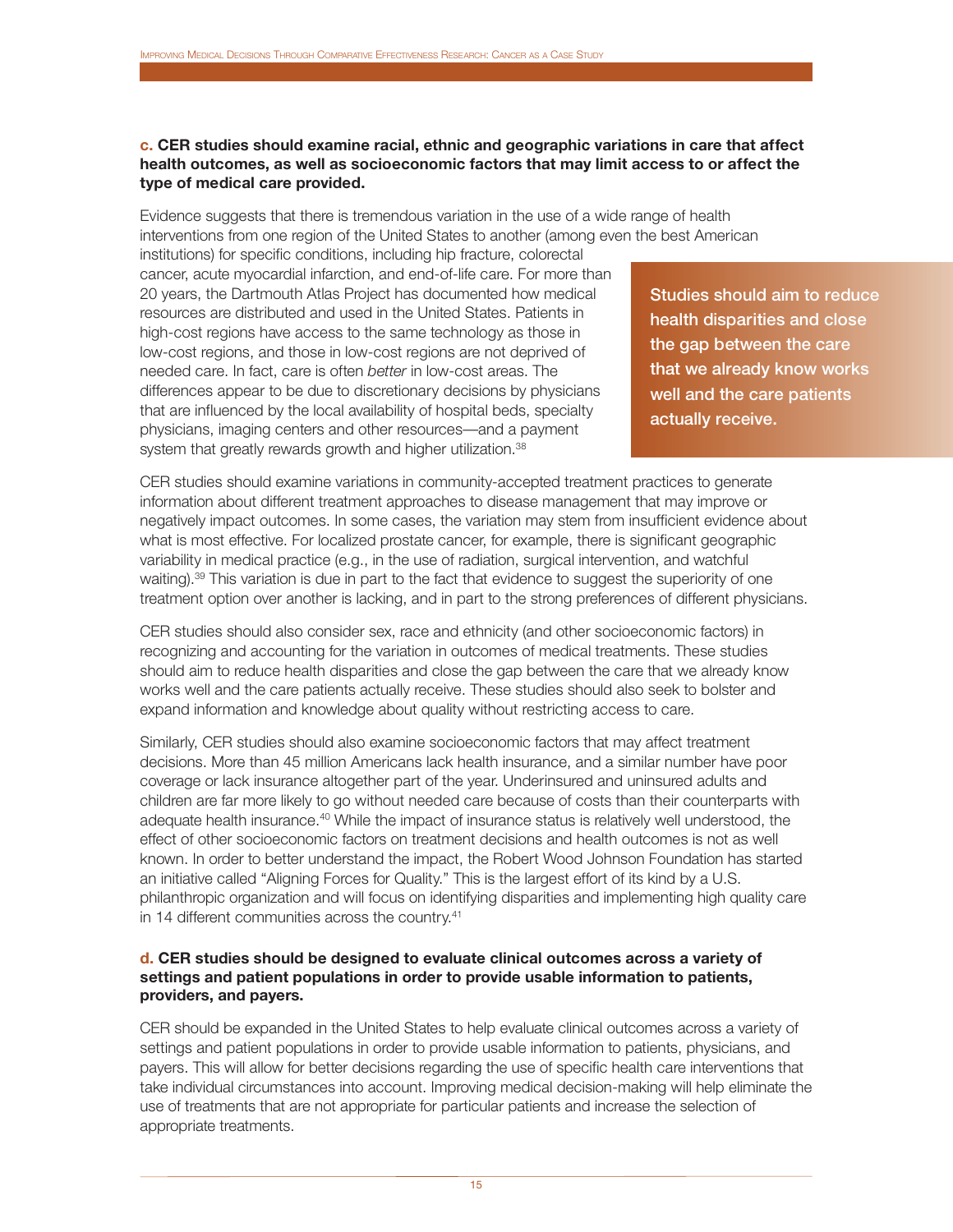**c. CER studies should examine racial, ethnic and geographic variations in care that affect health outcomes, as well as socioeconomic factors that may limit access to or affect the type of medical care provided.**

Evidence suggests that there is tremendous variation in the use of a wide range of health interventions from one region of the United States to another (among even the best American institutions) for specific conditions, including hip fracture, colorectal cancer, acute myocardial infarction, and end-of-life care. For more than 20 years, the Dartmouth Atlas Project has documented how medical resources are distributed and used in the United States. Patients in high-cost regions have access to the same technology as those in low-cost regions, and those in low-cost regions are not deprived of needed care. In fact, care is often *better* in low-cost areas. The differences appear to be due to discretionary decisions by physicians that are influenced by the local availability of hospital beds, specialty physicians, imaging centers and other resources—and a payment system that greatly rewards growth and higher utilization.[38]

> Studies should aim to reduce health disparities and close the gap between the care that we already know works well and the care patients actually receive.

CER studies should examine variations in community-accepted treatment practices to generate information about different treatment approaches to disease management that may improve or negatively impact outcomes. In some cases, the variation may stem from insufficient evidence about what is most effective. For localized prostate cancer, for example, there is significant geographic variability in medical practice (e.g., in the use of radiation, surgical intervention, and watchful waiting).[39] This variation is due in part to the fact that evidence to suggest the superiority of one treatment option over another is lacking, and in part to the strong preferences of different physicians.

CER studies should also consider sex, race and ethnicity (and other socioeconomic factors) in recognizing and accounting for the variation in outcomes of medical treatments. These studies should aim to reduce health disparities and close the gap between the care that we already know works well and the care patients actually receive. These studies should also seek to bolster and expand information and knowledge about quality without restricting access to care.

Similarly, CER studies should also examine socioeconomic factors that may affect treatment decisions. More than 45 million Americans lack health insurance, and a similar number have poor coverage or lack insurance altogether part of the year. Underinsured and uninsured adults and children are far more likely to go without needed care because of costs than their counterparts with adequate health insurance.[40] While the impact of insurance status is relatively well understood, the effect of other socioeconomic factors on treatment decisions and health outcomes is not as well known. In order to better understand the impact, the Robert Wood Johnson Foundation has started an initiative called "Aligning Forces for Quality." This is the largest effort of its kind by a U.S. philanthropic organization and will focus on identifying disparities and implementing high quality care in 14 different communities across the country.[41]

**d. CER studies should be designed to evaluate clinical outcomes across a variety of settings and patient populations in order to provide usable information to patients, providers, and payers.**

CER should be expanded in the United States to help evaluate clinical outcomes across a variety of settings and patient populations in order to provide usable information to patients, physicians, and payers. This will allow for better decisions regarding the use of specific health care interventions that take individual circumstances into account. Improving medical decision-making will help eliminate the use of treatments that are not appropriate for particular patients and increase the selection of appropriate treatments.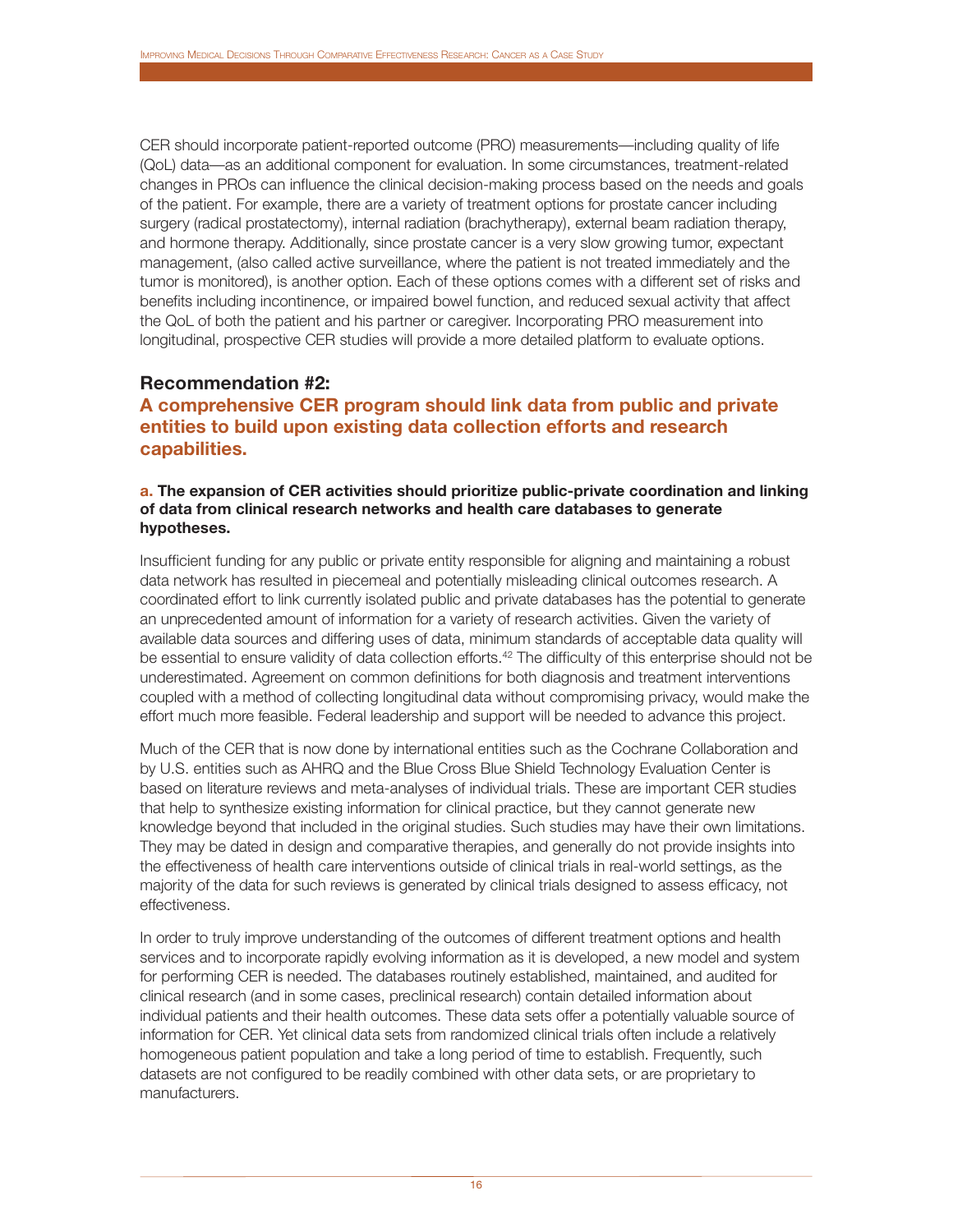CER should incorporate patient-reported outcome (PRO) measurements—including quality of life (QoL) data—as an additional component for evaluation. In some circumstances, treatment-related changes in PROs can influence the clinical decision-making process based on the needs and goals of the patient. For example, there are a variety of treatment options for prostate cancer including surgery (radical prostatectomy), internal radiation (brachytherapy), external beam radiation therapy, and hormone therapy. Additionally, since prostate cancer is a very slow growing tumor, expectant management, (also called active surveillance, where the patient is not treated immediately and the tumor is monitored), is another option. Each of these options comes with a different set of risks and benefits including incontinence, or impaired bowel function, and reduced sexual activity that affect the QoL of both the patient and his partner or caregiver. Incorporating PRO measurement into longitudinal, prospective CER studies will provide a more detailed platform to evaluate options.

## Recommendation #2:
## A comprehensive CER program should link data from public and private entities to build upon existing data collection efforts and research capabilities.

**a. The expansion of CER activities should prioritize public-private coordination and linking of data from clinical research networks and health care databases to generate hypotheses.**

Insufficient funding for any public or private entity responsible for aligning and maintaining a robust data network has resulted in piecemeal and potentially misleading clinical outcomes research. A coordinated effort to link currently isolated public and private databases has the potential to generate an unprecedented amount of information for a variety of research activities. Given the variety of available data sources and differing uses of data, minimum standards of acceptable data quality will be essential to ensure validity of data collection efforts.[42] The difficulty of this enterprise should not be underestimated. Agreement on common definitions for both diagnosis and treatment interventions coupled with a method of collecting longitudinal data without compromising privacy, would make the effort much more feasible. Federal leadership and support will be needed to advance this project.

Much of the CER that is now done by international entities such as the Cochrane Collaboration and by U.S. entities such as AHRQ and the Blue Cross Blue Shield Technology Evaluation Center is based on literature reviews and meta-analyses of individual trials. These are important CER studies that help to synthesize existing information for clinical practice, but they cannot generate new knowledge beyond that included in the original studies. Such studies may have their own limitations. They may be dated in design and comparative therapies, and generally do not provide insights into the effectiveness of health care interventions outside of clinical trials in real-world settings, as the majority of the data for such reviews is generated by clinical trials designed to assess efficacy, not effectiveness.

In order to truly improve understanding of the outcomes of different treatment options and health services and to incorporate rapidly evolving information as it is developed, a new model and system for performing CER is needed. The databases routinely established, maintained, and audited for clinical research (and in some cases, preclinical research) contain detailed information about individual patients and their health outcomes. These data sets offer a potentially valuable source of information for CER. Yet clinical data sets from randomized clinical trials often include a relatively homogeneous patient population and take a long period of time to establish. Frequently, such datasets are not configured to be readily combined with other data sets, or are proprietary to manufacturers.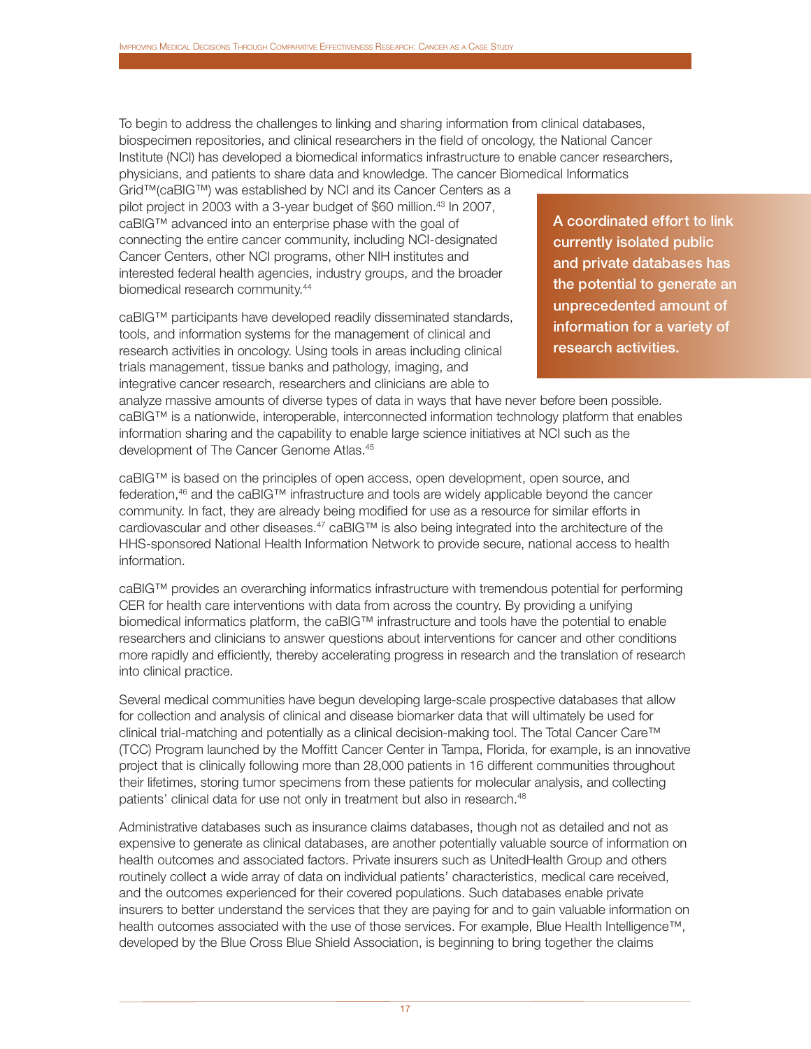To begin to address the challenges to linking and sharing information from clinical databases, biospecimen repositories, and clinical researchers in the field of oncology, the National Cancer Institute (NCI) has developed a biomedical informatics infrastructure to enable cancer researchers, physicians, and patients to share data and knowledge. The cancer Biomedical Informatics Grid™(caBIG™) was established by NCI and its Cancer Centers as a pilot project in 2003 with a 3-year budget of $60 million.[43] In 2007, caBIG™ advanced into an enterprise phase with the goal of connecting the entire cancer community, including NCI-designated Cancer Centers, other NCI programs, other NIH institutes and interested federal health agencies, industry groups, and the broader biomedical research community.[44]

**A coordinated effort to link currently isolated public and private databases has the potential to generate an unprecedented amount of information for a variety of research activities.**

caBIG™ participants have developed readily disseminated standards, tools, and information systems for the management of clinical and research activities in oncology. Using tools in areas including clinical trials management, tissue banks and pathology, imaging, and integrative cancer research, researchers and clinicians are able to analyze massive amounts of diverse types of data in ways that have never before been possible. caBIG™ is a nationwide, interoperable, interconnected information technology platform that enables information sharing and the capability to enable large science initiatives at NCI such as the development of The Cancer Genome Atlas.[45]

caBIG™ is based on the principles of open access, open development, open source, and federation,[46] and the caBIG™ infrastructure and tools are widely applicable beyond the cancer community. In fact, they are already being modified for use as a resource for similar efforts in cardiovascular and other diseases.[47] caBIG™ is also being integrated into the architecture of the HHS-sponsored National Health Information Network to provide secure, national access to health information.

caBIG™ provides an overarching informatics infrastructure with tremendous potential for performing CER for health care interventions with data from across the country. By providing a unifying biomedical informatics platform, the caBIG™ infrastructure and tools have the potential to enable researchers and clinicians to answer questions about interventions for cancer and other conditions more rapidly and efficiently, thereby accelerating progress in research and the translation of research into clinical practice.

Several medical communities have begun developing large-scale prospective databases that allow for collection and analysis of clinical and disease biomarker data that will ultimately be used for clinical trial-matching and potentially as a clinical decision-making tool. The Total Cancer Care™ (TCC) Program launched by the Moffitt Cancer Center in Tampa, Florida, for example, is an innovative project that is clinically following more than 28,000 patients in 16 different communities throughout their lifetimes, storing tumor specimens from these patients for molecular analysis, and collecting patients' clinical data for use not only in treatment but also in research.[48]

Administrative databases such as insurance claims databases, though not as detailed and not as expensive to generate as clinical databases, are another potentially valuable source of information on health outcomes and associated factors. Private insurers such as UnitedHealth Group and others routinely collect a wide array of data on individual patients' characteristics, medical care received, and the outcomes experienced for their covered populations. Such databases enable private insurers to better understand the services that they are paying for and to gain valuable information on health outcomes associated with the use of those services. For example, Blue Health Intelligence™, developed by the Blue Cross Blue Shield Association, is beginning to bring together the claims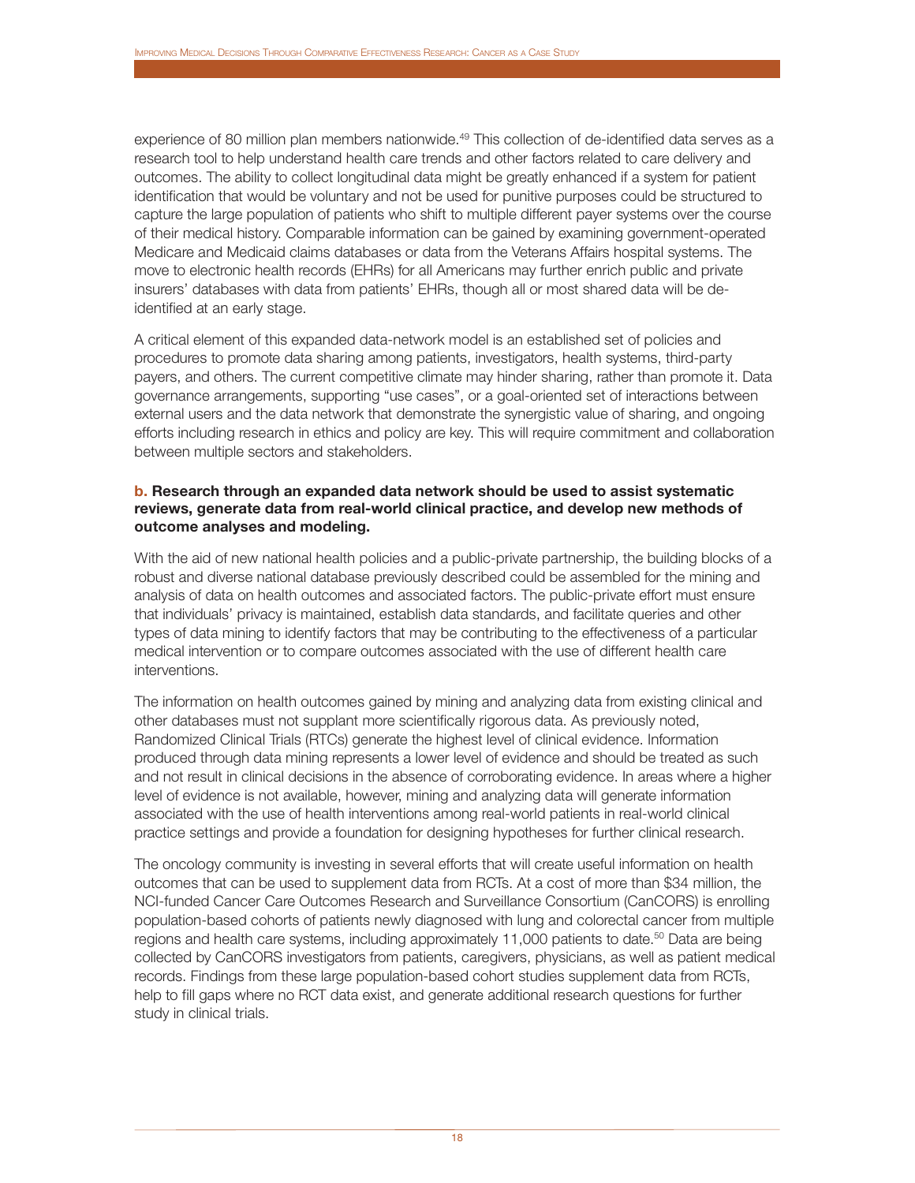experience of 80 million plan members nationwide.[49] This collection of de-identified data serves as a research tool to help understand health care trends and other factors related to care delivery and outcomes. The ability to collect longitudinal data might be greatly enhanced if a system for patient identification that would be voluntary and not be used for punitive purposes could be structured to capture the large population of patients who shift to multiple different payer systems over the course of their medical history. Comparable information can be gained by examining government-operated Medicare and Medicaid claims databases or data from the Veterans Affairs hospital systems. The move to electronic health records (EHRs) for all Americans may further enrich public and private insurers' databases with data from patients' EHRs, though all or most shared data will be de-identified at an early stage.

A critical element of this expanded data-network model is an established set of policies and procedures to promote data sharing among patients, investigators, health systems, third-party payers, and others. The current competitive climate may hinder sharing, rather than promote it. Data governance arrangements, supporting "use cases", or a goal-oriented set of interactions between external users and the data network that demonstrate the synergistic value of sharing, and ongoing efforts including research in ethics and policy are key. This will require commitment and collaboration between multiple sectors and stakeholders.

**b. Research through an expanded data network should be used to assist systematic reviews, generate data from real-world clinical practice, and develop new methods of outcome analyses and modeling.**

With the aid of new national health policies and a public-private partnership, the building blocks of a robust and diverse national database previously described could be assembled for the mining and analysis of data on health outcomes and associated factors. The public-private effort must ensure that individuals' privacy is maintained, establish data standards, and facilitate queries and other types of data mining to identify factors that may be contributing to the effectiveness of a particular medical intervention or to compare outcomes associated with the use of different health care interventions.

The information on health outcomes gained by mining and analyzing data from existing clinical and other databases must not supplant more scientifically rigorous data. As previously noted, Randomized Clinical Trials (RTCs) generate the highest level of clinical evidence. Information produced through data mining represents a lower level of evidence and should be treated as such and not result in clinical decisions in the absence of corroborating evidence. In areas where a higher level of evidence is not available, however, mining and analyzing data will generate information associated with the use of health interventions among real-world patients in real-world clinical practice settings and provide a foundation for designing hypotheses for further clinical research.

The oncology community is investing in several efforts that will create useful information on health outcomes that can be used to supplement data from RCTs. At a cost of more than $34 million, the NCI-funded Cancer Care Outcomes Research and Surveillance Consortium (CanCORS) is enrolling population-based cohorts of patients newly diagnosed with lung and colorectal cancer from multiple regions and health care systems, including approximately 11,000 patients to date.[50] Data are being collected by CanCORS investigators from patients, caregivers, physicians, as well as patient medical records. Findings from these large population-based cohort studies supplement data from RCTs, help to fill gaps where no RCT data exist, and generate additional research questions for further study in clinical trials.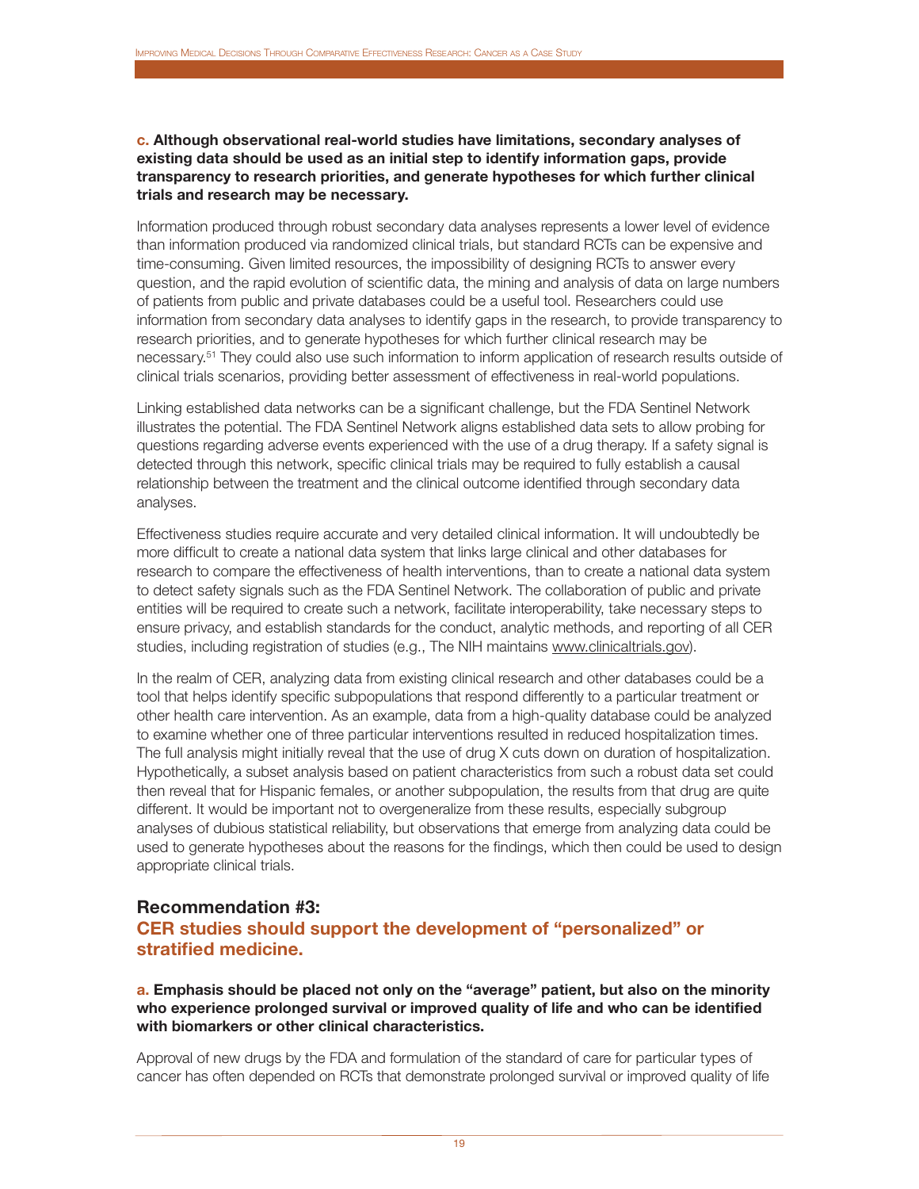**c. Although observational real-world studies have limitations, secondary analyses of existing data should be used as an initial step to identify information gaps, provide transparency to research priorities, and generate hypotheses for which further clinical trials and research may be necessary.**

Information produced through robust secondary data analyses represents a lower level of evidence than information produced via randomized clinical trials, but standard RCTs can be expensive and time-consuming. Given limited resources, the impossibility of designing RCTs to answer every question, and the rapid evolution of scientific data, the mining and analysis of data on large numbers of patients from public and private databases could be a useful tool. Researchers could use information from secondary data analyses to identify gaps in the research, to provide transparency to research priorities, and to generate hypotheses for which further clinical research may be necessary.[51] They could also use such information to inform application of research results outside of clinical trials scenarios, providing better assessment of effectiveness in real-world populations.

Linking established data networks can be a significant challenge, but the FDA Sentinel Network illustrates the potential. The FDA Sentinel Network aligns established data sets to allow probing for questions regarding adverse events experienced with the use of a drug therapy. If a safety signal is detected through this network, specific clinical trials may be required to fully establish a causal relationship between the treatment and the clinical outcome identified through secondary data analyses.

Effectiveness studies require accurate and very detailed clinical information. It will undoubtedly be more difficult to create a national data system that links large clinical and other databases for research to compare the effectiveness of health interventions, than to create a national data system to detect safety signals such as the FDA Sentinel Network. The collaboration of public and private entities will be required to create such a network, facilitate interoperability, take necessary steps to ensure privacy, and establish standards for the conduct, analytic methods, and reporting of all CER studies, including registration of studies (e.g., The NIH maintains www.clinicaltrials.gov).

In the realm of CER, analyzing data from existing clinical research and other databases could be a tool that helps identify specific subpopulations that respond differently to a particular treatment or other health care intervention. As an example, data from a high-quality database could be analyzed to examine whether one of three particular interventions resulted in reduced hospitalization times. The full analysis might initially reveal that the use of drug X cuts down on duration of hospitalization. Hypothetically, a subset analysis based on patient characteristics from such a robust data set could then reveal that for Hispanic females, or another subpopulation, the results from that drug are quite different. It would be important not to overgeneralize from these results, especially subgroup analyses of dubious statistical reliability, but observations that emerge from analyzing data could be used to generate hypotheses about the reasons for the findings, which then could be used to design appropriate clinical trials.

## Recommendation #3:
## CER studies should support the development of "personalized" or stratified medicine.

**a. Emphasis should be placed not only on the "average" patient, but also on the minority who experience prolonged survival or improved quality of life and who can be identified with biomarkers or other clinical characteristics.**

Approval of new drugs by the FDA and formulation of the standard of care for particular types of cancer has often depended on RCTs that demonstrate prolonged survival or improved quality of life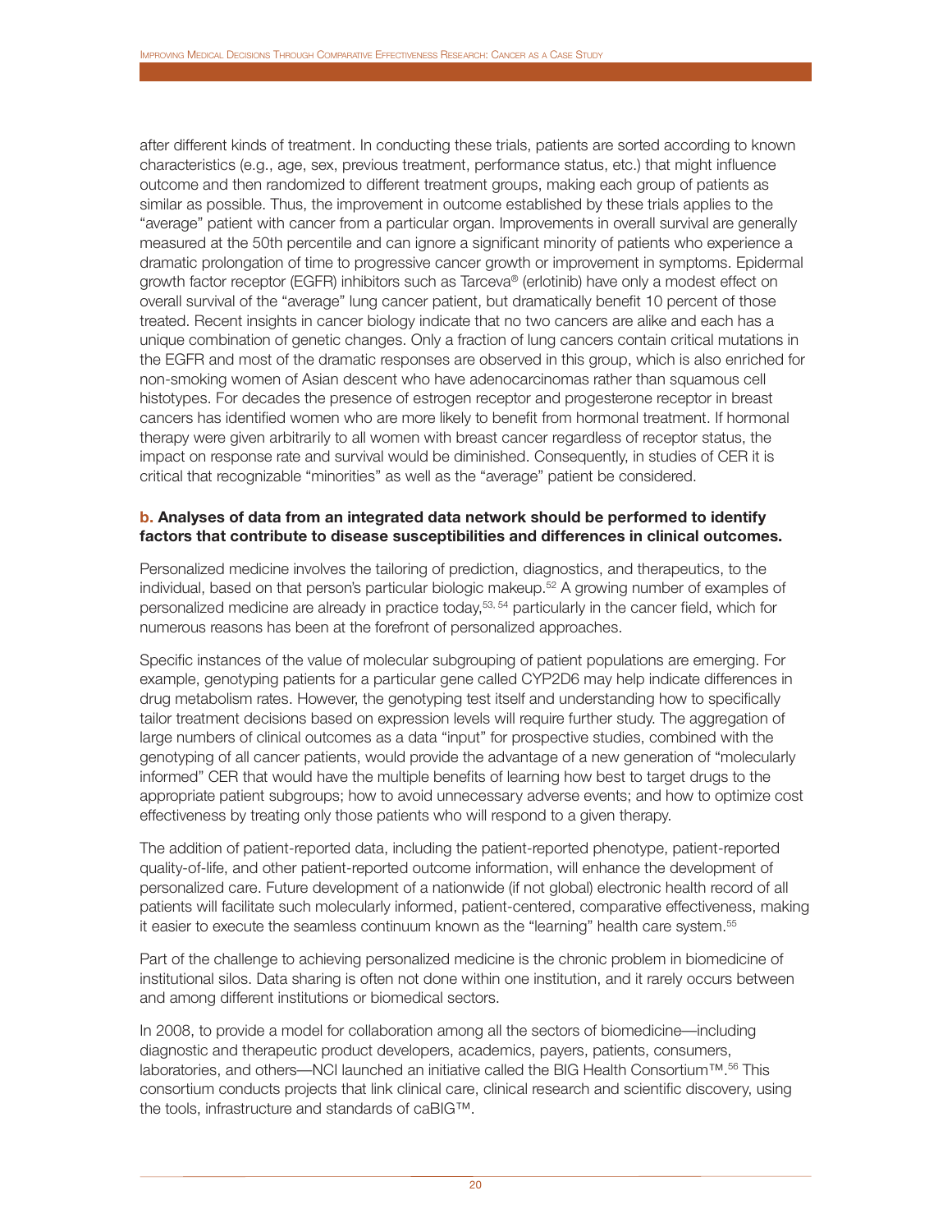after different kinds of treatment. In conducting these trials, patients are sorted according to known characteristics (e.g., age, sex, previous treatment, performance status, etc.) that might influence outcome and then randomized to different treatment groups, making each group of patients as similar as possible. Thus, the improvement in outcome established by these trials applies to the "average" patient with cancer from a particular organ. Improvements in overall survival are generally measured at the 50th percentile and can ignore a significant minority of patients who experience a dramatic prolongation of time to progressive cancer growth or improvement in symptoms. Epidermal growth factor receptor (EGFR) inhibitors such as Tarceva® (erlotinib) have only a modest effect on overall survival of the "average" lung cancer patient, but dramatically benefit 10 percent of those treated. Recent insights in cancer biology indicate that no two cancers are alike and each has a unique combination of genetic changes. Only a fraction of lung cancers contain critical mutations in the EGFR and most of the dramatic responses are observed in this group, which is also enriched for non-smoking women of Asian descent who have adenocarcinomas rather than squamous cell histotypes. For decades the presence of estrogen receptor and progesterone receptor in breast cancers has identified women who are more likely to benefit from hormonal treatment. If hormonal therapy were given arbitrarily to all women with breast cancer regardless of receptor status, the impact on response rate and survival would be diminished. Consequently, in studies of CER it is critical that recognizable "minorities" as well as the "average" patient be considered.

**b. Analyses of data from an integrated data network should be performed to identify factors that contribute to disease susceptibilities and differences in clinical outcomes.**

Personalized medicine involves the tailoring of prediction, diagnostics, and therapeutics, to the individual, based on that person's particular biologic makeup.[52] A growing number of examples of personalized medicine are already in practice today,[53, 54] particularly in the cancer field, which for numerous reasons has been at the forefront of personalized approaches.

Specific instances of the value of molecular subgrouping of patient populations are emerging. For example, genotyping patients for a particular gene called CYP2D6 may help indicate differences in drug metabolism rates. However, the genotyping test itself and understanding how to specifically tailor treatment decisions based on expression levels will require further study. The aggregation of large numbers of clinical outcomes as a data "input" for prospective studies, combined with the genotyping of all cancer patients, would provide the advantage of a new generation of "molecularly informed" CER that would have the multiple benefits of learning how best to target drugs to the appropriate patient subgroups; how to avoid unnecessary adverse events; and how to optimize cost effectiveness by treating only those patients who will respond to a given therapy.

The addition of patient-reported data, including the patient-reported phenotype, patient-reported quality-of-life, and other patient-reported outcome information, will enhance the development of personalized care. Future development of a nationwide (if not global) electronic health record of all patients will facilitate such molecularly informed, patient-centered, comparative effectiveness, making it easier to execute the seamless continuum known as the "learning" health care system.[55]

Part of the challenge to achieving personalized medicine is the chronic problem in biomedicine of institutional silos. Data sharing is often not done within one institution, and it rarely occurs between and among different institutions or biomedical sectors.

In 2008, to provide a model for collaboration among all the sectors of biomedicine—including diagnostic and therapeutic product developers, academics, payers, patients, consumers, laboratories, and others—NCI launched an initiative called the BIG Health Consortium™.[56] This consortium conducts projects that link clinical care, clinical research and scientific discovery, using the tools, infrastructure and standards of caBIG™.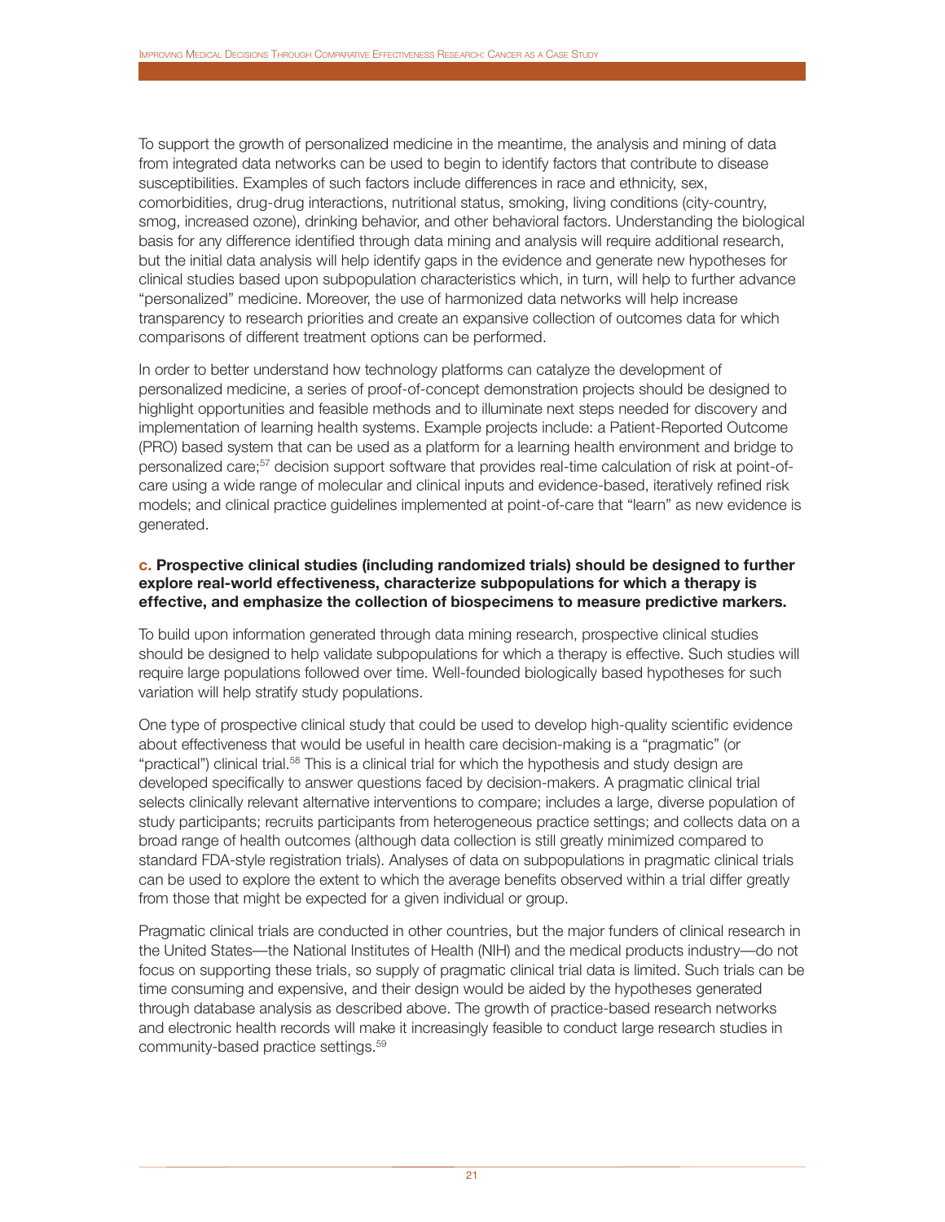To support the growth of personalized medicine in the meantime, the analysis and mining of data from integrated data networks can be used to begin to identify factors that contribute to disease susceptibilities. Examples of such factors include differences in race and ethnicity, sex, comorbidities, drug-drug interactions, nutritional status, smoking, living conditions (city-country, smog, increased ozone), drinking behavior, and other behavioral factors. Understanding the biological basis for any difference identified through data mining and analysis will require additional research, but the initial data analysis will help identify gaps in the evidence and generate new hypotheses for clinical studies based upon subpopulation characteristics which, in turn, will help to further advance "personalized" medicine. Moreover, the use of harmonized data networks will help increase transparency to research priorities and create an expansive collection of outcomes data for which comparisons of different treatment options can be performed.

In order to better understand how technology platforms can catalyze the development of personalized medicine, a series of proof-of-concept demonstration projects should be designed to highlight opportunities and feasible methods and to illuminate next steps needed for discovery and implementation of learning health systems. Example projects include: a Patient-Reported Outcome (PRO) based system that can be used as a platform for a learning health environment and bridge to personalized care;[57] decision support software that provides real-time calculation of risk at point-of-care using a wide range of molecular and clinical inputs and evidence-based, iteratively refined risk models; and clinical practice guidelines implemented at point-of-care that "learn" as new evidence is generated.

**c. Prospective clinical studies (including randomized trials) should be designed to further explore real-world effectiveness, characterize subpopulations for which a therapy is effective, and emphasize the collection of biospecimens to measure predictive markers.**

To build upon information generated through data mining research, prospective clinical studies should be designed to help validate subpopulations for which a therapy is effective. Such studies will require large populations followed over time. Well-founded biologically based hypotheses for such variation will help stratify study populations.

One type of prospective clinical study that could be used to develop high-quality scientific evidence about effectiveness that would be useful in health care decision-making is a "pragmatic" (or "practical") clinical trial.[58] This is a clinical trial for which the hypothesis and study design are developed specifically to answer questions faced by decision-makers. A pragmatic clinical trial selects clinically relevant alternative interventions to compare; includes a large, diverse population of study participants; recruits participants from heterogeneous practice settings; and collects data on a broad range of health outcomes (although data collection is still greatly minimized compared to standard FDA-style registration trials). Analyses of data on subpopulations in pragmatic clinical trials can be used to explore the extent to which the average benefits observed within a trial differ greatly from those that might be expected for a given individual or group.

Pragmatic clinical trials are conducted in other countries, but the major funders of clinical research in the United States—the National Institutes of Health (NIH) and the medical products industry—do not focus on supporting these trials, so supply of pragmatic clinical trial data is limited. Such trials can be time consuming and expensive, and their design would be aided by the hypotheses generated through database analysis as described above. The growth of practice-based research networks and electronic health records will make it increasingly feasible to conduct large research studies in community-based practice settings.[59]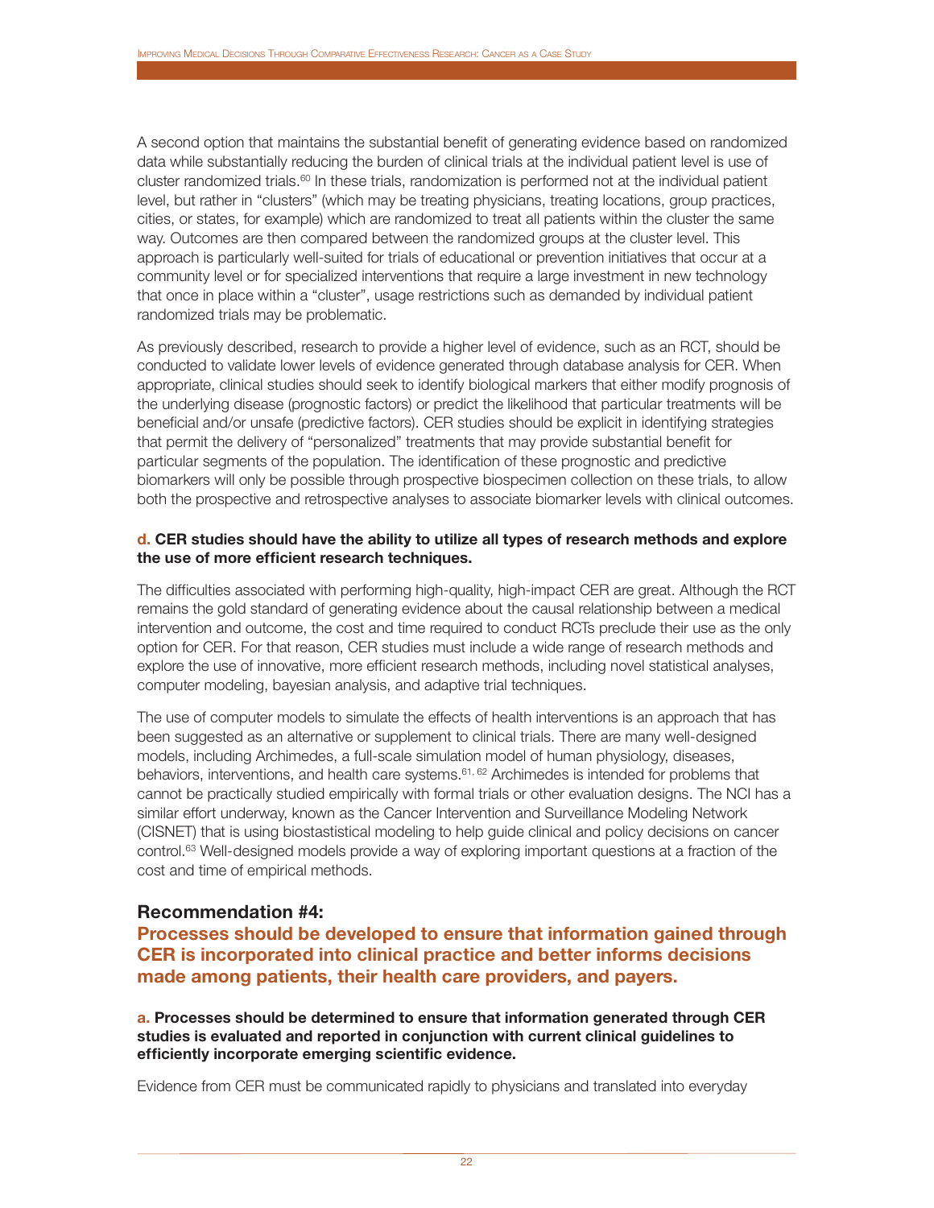A second option that maintains the substantial benefit of generating evidence based on randomized data while substantially reducing the burden of clinical trials at the individual patient level is use of cluster randomized trials.[60] In these trials, randomization is performed not at the individual patient level, but rather in "clusters" (which may be treating physicians, treating locations, group practices, cities, or states, for example) which are randomized to treat all patients within the cluster the same way. Outcomes are then compared between the randomized groups at the cluster level. This approach is particularly well-suited for trials of educational or prevention initiatives that occur at a community level or for specialized interventions that require a large investment in new technology that once in place within a "cluster", usage restrictions such as demanded by individual patient randomized trials may be problematic.

As previously described, research to provide a higher level of evidence, such as an RCT, should be conducted to validate lower levels of evidence generated through database analysis for CER. When appropriate, clinical studies should seek to identify biological markers that either modify prognosis of the underlying disease (prognostic factors) or predict the likelihood that particular treatments will be beneficial and/or unsafe (predictive factors). CER studies should be explicit in identifying strategies that permit the delivery of "personalized" treatments that may provide substantial benefit for particular segments of the population. The identification of these prognostic and predictive biomarkers will only be possible through prospective biospecimen collection on these trials, to allow both the prospective and retrospective analyses to associate biomarker levels with clinical outcomes.

**d. CER studies should have the ability to utilize all types of research methods and explore the use of more efficient research techniques.**

The difficulties associated with performing high-quality, high-impact CER are great. Although the RCT remains the gold standard of generating evidence about the causal relationship between a medical intervention and outcome, the cost and time required to conduct RCTs preclude their use as the only option for CER. For that reason, CER studies must include a wide range of research methods and explore the use of innovative, more efficient research methods, including novel statistical analyses, computer modeling, bayesian analysis, and adaptive trial techniques.

The use of computer models to simulate the effects of health interventions is an approach that has been suggested as an alternative or supplement to clinical trials. There are many well-designed models, including Archimedes, a full-scale simulation model of human physiology, diseases, behaviors, interventions, and health care systems.[61, 62] Archimedes is intended for problems that cannot be practically studied empirically with formal trials or other evaluation designs. The NCI has a similar effort underway, known as the Cancer Intervention and Surveillance Modeling Network (CISNET) that is using biostastistical modeling to help guide clinical and policy decisions on cancer control.[63] Well-designed models provide a way of exploring important questions at a fraction of the cost and time of empirical methods.

## Recommendation #4:

## Processes should be developed to ensure that information gained through CER is incorporated into clinical practice and better informs decisions made among patients, their health care providers, and payers.

**a. Processes should be determined to ensure that information generated through CER studies is evaluated and reported in conjunction with current clinical guidelines to efficiently incorporate emerging scientific evidence.**

Evidence from CER must be communicated rapidly to physicians and translated into everyday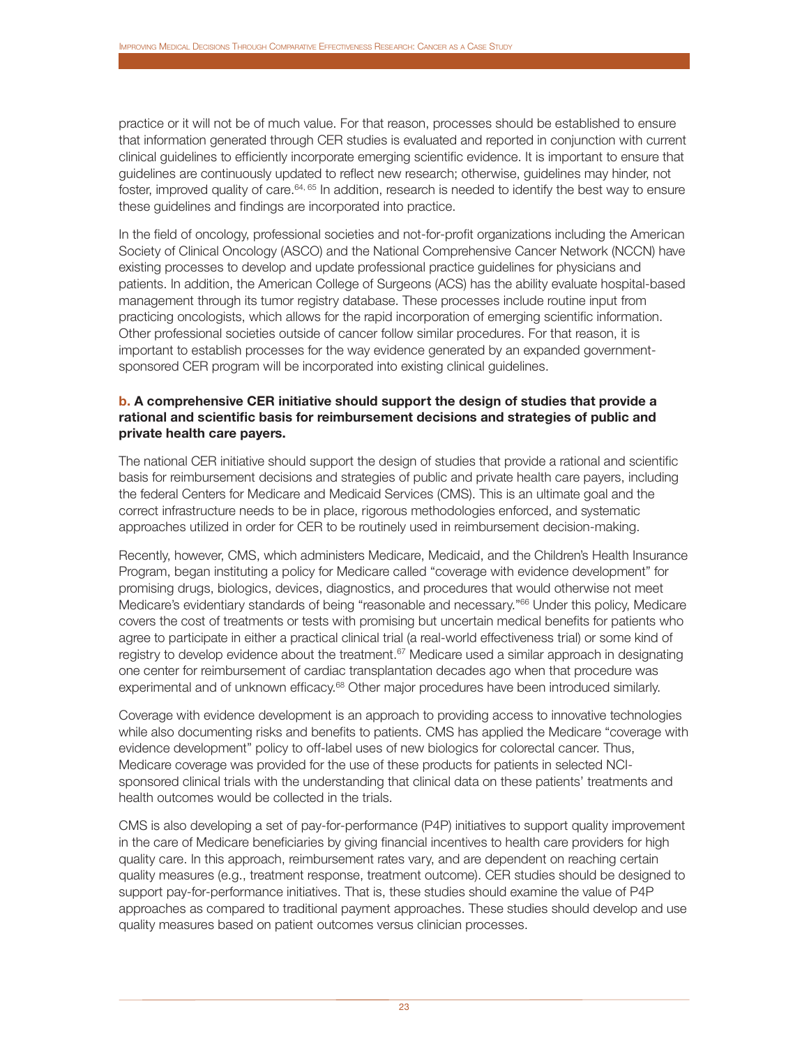practice or it will not be of much value. For that reason, processes should be established to ensure that information generated through CER studies is evaluated and reported in conjunction with current clinical guidelines to efficiently incorporate emerging scientific evidence. It is important to ensure that guidelines are continuously updated to reflect new research; otherwise, guidelines may hinder, not foster, improved quality of care.[64, 65] In addition, research is needed to identify the best way to ensure these guidelines and findings are incorporated into practice.

In the field of oncology, professional societies and not-for-profit organizations including the American Society of Clinical Oncology (ASCO) and the National Comprehensive Cancer Network (NCCN) have existing processes to develop and update professional practice guidelines for physicians and patients. In addition, the American College of Surgeons (ACS) has the ability evaluate hospital-based management through its tumor registry database. These processes include routine input from practicing oncologists, which allows for the rapid incorporation of emerging scientific information. Other professional societies outside of cancer follow similar procedures. For that reason, it is important to establish processes for the way evidence generated by an expanded government-sponsored CER program will be incorporated into existing clinical guidelines.

**b. A comprehensive CER initiative should support the design of studies that provide a rational and scientific basis for reimbursement decisions and strategies of public and private health care payers.**

The national CER initiative should support the design of studies that provide a rational and scientific basis for reimbursement decisions and strategies of public and private health care payers, including the federal Centers for Medicare and Medicaid Services (CMS). This is an ultimate goal and the correct infrastructure needs to be in place, rigorous methodologies enforced, and systematic approaches utilized in order for CER to be routinely used in reimbursement decision-making.

Recently, however, CMS, which administers Medicare, Medicaid, and the Children's Health Insurance Program, began instituting a policy for Medicare called "coverage with evidence development" for promising drugs, biologics, devices, diagnostics, and procedures that would otherwise not meet Medicare's evidentiary standards of being "reasonable and necessary."[66] Under this policy, Medicare covers the cost of treatments or tests with promising but uncertain medical benefits for patients who agree to participate in either a practical clinical trial (a real-world effectiveness trial) or some kind of registry to develop evidence about the treatment.[67] Medicare used a similar approach in designating one center for reimbursement of cardiac transplantation decades ago when that procedure was experimental and of unknown efficacy.[68] Other major procedures have been introduced similarly.

Coverage with evidence development is an approach to providing access to innovative technologies while also documenting risks and benefits to patients. CMS has applied the Medicare "coverage with evidence development" policy to off-label uses of new biologics for colorectal cancer. Thus, Medicare coverage was provided for the use of these products for patients in selected NCI-sponsored clinical trials with the understanding that clinical data on these patients' treatments and health outcomes would be collected in the trials.

CMS is also developing a set of pay-for-performance (P4P) initiatives to support quality improvement in the care of Medicare beneficiaries by giving financial incentives to health care providers for high quality care. In this approach, reimbursement rates vary, and are dependent on reaching certain quality measures (e.g., treatment response, treatment outcome). CER studies should be designed to support pay-for-performance initiatives. That is, these studies should examine the value of P4P approaches as compared to traditional payment approaches. These studies should develop and use quality measures based on patient outcomes versus clinician processes.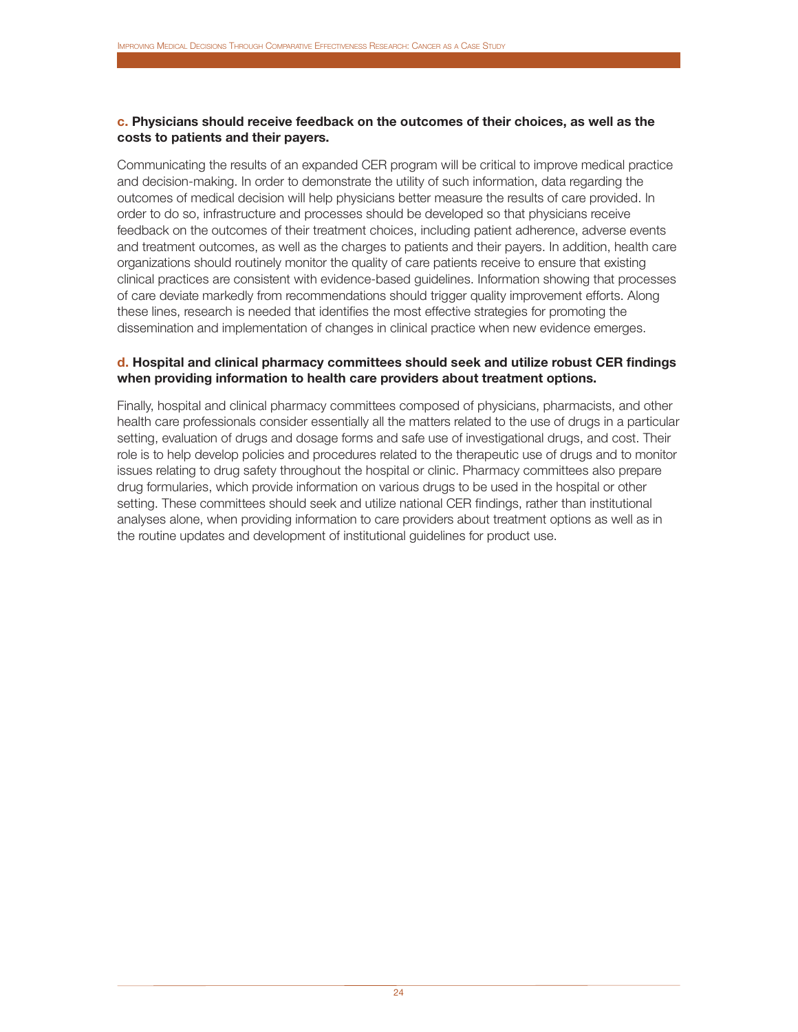**c. Physicians should receive feedback on the outcomes of their choices, as well as the costs to patients and their payers.**

Communicating the results of an expanded CER program will be critical to improve medical practice and decision-making. In order to demonstrate the utility of such information, data regarding the outcomes of medical decision will help physicians better measure the results of care provided. In order to do so, infrastructure and processes should be developed so that physicians receive feedback on the outcomes of their treatment choices, including patient adherence, adverse events and treatment outcomes, as well as the charges to patients and their payers. In addition, health care organizations should routinely monitor the quality of care patients receive to ensure that existing clinical practices are consistent with evidence-based guidelines. Information showing that processes of care deviate markedly from recommendations should trigger quality improvement efforts. Along these lines, research is needed that identifies the most effective strategies for promoting the dissemination and implementation of changes in clinical practice when new evidence emerges.

**d. Hospital and clinical pharmacy committees should seek and utilize robust CER findings when providing information to health care providers about treatment options.**

Finally, hospital and clinical pharmacy committees composed of physicians, pharmacists, and other health care professionals consider essentially all the matters related to the use of drugs in a particular setting, evaluation of drugs and dosage forms and safe use of investigational drugs, and cost. Their role is to help develop policies and procedures related to the therapeutic use of drugs and to monitor issues relating to drug safety throughout the hospital or clinic. Pharmacy committees also prepare drug formularies, which provide information on various drugs to be used in the hospital or other setting. These committees should seek and utilize national CER findings, rather than institutional analyses alone, when providing information to care providers about treatment options as well as in the routine updates and development of institutional guidelines for product use.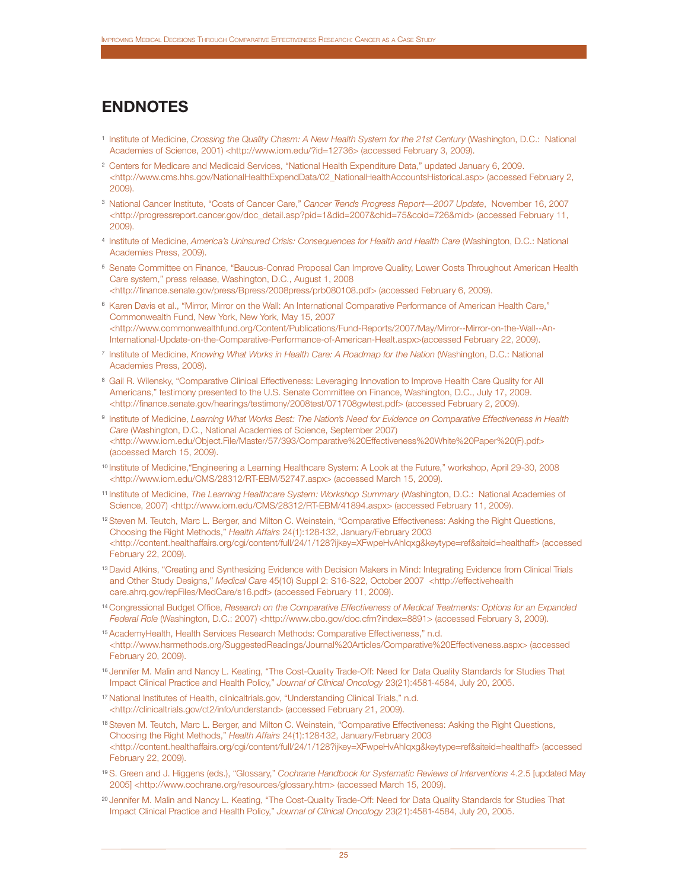# ENDNOTES

[1] Institute of Medicine, *Crossing the Quality Chasm: A New Health System for the 21st Century* (Washington, D.C.: National Academies of Science, 2001) <http://www.iom.edu/?id=12736> (accessed February 3, 2009).

[2] Centers for Medicare and Medicaid Services, "National Health Expenditure Data," updated January 6, 2009. <http://www.cms.hhs.gov/NationalHealthExpendData/02_NationalHealthAccountsHistorical.asp> (accessed February 2, 2009).

[3] National Cancer Institute, "Costs of Cancer Care," *Cancer Trends Progress Report—2007 Update*, November 16, 2007 <http://progressreport.cancer.gov/doc_detail.asp?pid=1&did=2007&chid=75&coid=726&mid> (accessed February 11, 2009).

[4] Institute of Medicine, *America's Uninsured Crisis: Consequences for Health and Health Care* (Washington, D.C.: National Academies Press, 2009).

[5] Senate Committee on Finance, "Baucus-Conrad Proposal Can Improve Quality, Lower Costs Throughout American Health Care system," press release, Washington, D.C., August 1, 2008 <http://finance.senate.gov/press/Bpress/2008press/prb080108.pdf> (accessed February 6, 2009).

[6] Karen Davis et al., "Mirror, Mirror on the Wall: An International Comparative Performance of American Health Care," Commonwealth Fund, New York, New York, May 15, 2007 <http://www.commonwealthfund.org/Content/Publications/Fund-Reports/2007/May/Mirror--Mirror-on-the-Wall--An-International-Update-on-the-Comparative-Performance-of-American-Healt.aspx>(accessed February 22, 2009).

[7] Institute of Medicine, *Knowing What Works in Health Care: A Roadmap for the Nation* (Washington, D.C.: National Academies Press, 2008).

[8] Gail R. Wilensky, "Comparative Clinical Effectiveness: Leveraging Innovation to Improve Health Care Quality for All Americans," testimony presented to the U.S. Senate Committee on Finance, Washington, D.C., July 17, 2009. <http://finance.senate.gov/hearings/testimony/2008test/071708gwtest.pdf> (accessed February 2, 2009).

[9] Institute of Medicine, *Learning What Works Best: The Nation's Need for Evidence on Comparative Effectiveness in Health Care* (Washington, D.C., National Academies of Science, September 2007) <http://www.iom.edu/Object.File/Master/57/393/Comparative%20Effectiveness%20White%20Paper%20(F).pdf> (accessed March 15, 2009).

[10] Institute of Medicine,"Engineering a Learning Healthcare System: A Look at the Future," workshop, April 29-30, 2008 <http://www.iom.edu/CMS/28312/RT-EBM/52747.aspx> (accessed March 15, 2009).

[11] Institute of Medicine, *The Learning Healthcare System: Workshop Summary* (Washington, D.C.: National Academies of Science, 2007) <http://www.iom.edu/CMS/28312/RT-EBM/41894.aspx> (accessed February 11, 2009).

[12] Steven M. Teutch, Marc L. Berger, and Milton C. Weinstein, "Comparative Effectiveness: Asking the Right Questions, Choosing the Right Methods," *Health Affairs* 24(1):128-132, January/February 2003 <http://content.healthaffairs.org/cgi/content/full/24/1/128?ijkey=XFwpeHvAhIqxg&keytype=ref&siteid=healthaff> (accessed February 22, 2009).

[13] David Atkins, "Creating and Synthesizing Evidence with Decision Makers in Mind: Integrating Evidence from Clinical Trials and Other Study Designs," *Medical Care* 45(10) Suppl 2: S16-S22, October 2007 <http://effectivehealth care.ahrq.gov/repFiles/MedCare/s16.pdf> (accessed February 11, 2009).

[14] Congressional Budget Office, *Research on the Comparative Effectiveness of Medical Treatments: Options for an Expanded Federal Role* (Washington, D.C.: 2007) <http://www.cbo.gov/doc.cfm?index=8891> (accessed February 3, 2009).

[15] AcademyHealth, Health Services Research Methods: Comparative Effectiveness," n.d. <http://www.hsrmethods.org/SuggestedReadings/Journal%20Articles/Comparative%20Effectiveness.aspx> (accessed February 20, 2009).

[16] Jennifer M. Malin and Nancy L. Keating, "The Cost-Quality Trade-Off: Need for Data Quality Standards for Studies That Impact Clinical Practice and Health Policy," *Journal of Clinical Oncology* 23(21):4581-4584, July 20, 2005.

[17] National Institutes of Health, clinicaltrials.gov, "Understanding Clinical Trials," n.d. <http://clinicaltrials.gov/ct2/info/understand> (accessed February 21, 2009).

[18] Steven M. Teutch, Marc L. Berger, and Milton C. Weinstein, "Comparative Effectiveness: Asking the Right Questions, Choosing the Right Methods," *Health Affairs* 24(1):128-132, January/February 2003 <http://content.healthaffairs.org/cgi/content/full/24/1/128?ijkey=XFwpeHvAhIqxg&keytype=ref&siteid=healthaff> (accessed February 22, 2009).

[19] S. Green and J. Higgens (eds.), "Glossary," *Cochrane Handbook for Systematic Reviews of Interventions* 4.2.5 [updated May 2005] <http://www.cochrane.org/resources/glossary.htm> (accessed March 15, 2009).

[20] Jennifer M. Malin and Nancy L. Keating, "The Cost-Quality Trade-Off: Need for Data Quality Standards for Studies That Impact Clinical Practice and Health Policy," *Journal of Clinical Oncology* 23(21):4581-4584, July 20, 2005.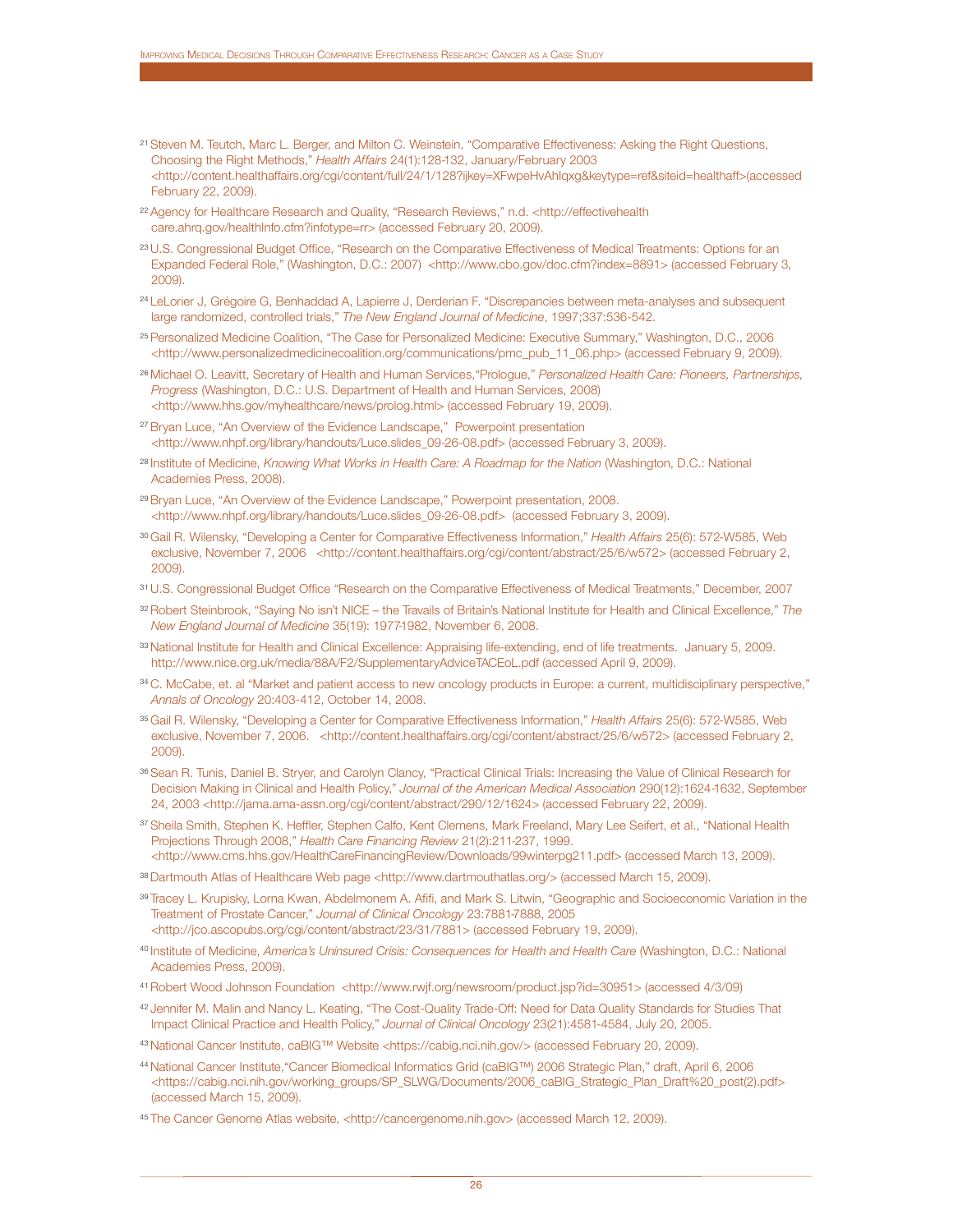[21] Steven M. Teutch, Marc L. Berger, and Milton C. Weinstein, "Comparative Effectiveness: Asking the Right Questions, Choosing the Right Methods," *Health Affairs* 24(1):128-132, January/February 2003 <http://content.healthaffairs.org/cgi/content/full/24/1/128?ijkey=XFwpeHvAhIqxg&keytype=ref&siteid=healthaff>(accessed February 22, 2009).

[22] Agency for Healthcare Research and Quality, "Research Reviews," n.d. <http://effectivehealth care.ahrq.gov/healthInfo.cfm?infotype=rr> (accessed February 20, 2009).

[23] U.S. Congressional Budget Office, "Research on the Comparative Effectiveness of Medical Treatments: Options for an Expanded Federal Role," (Washington, D.C.: 2007) <http://www.cbo.gov/doc.cfm?index=8891> (accessed February 3, 2009).

[24] LeLorier J, Grégoire G, Benhaddad A, Lapierre J, Derderian F. "Discrepancies between meta-analyses and subsequent large randomized, controlled trials," *The New England Journal of Medicine*, 1997;337:536-542.

[25] Personalized Medicine Coalition, "The Case for Personalized Medicine: Executive Summary," Washington, D.C., 2006 <http://www.personalizedmedicinecoalition.org/communications/pmc_pub_11_06.php> (accessed February 9, 2009).

[26] Michael O. Leavitt, Secretary of Health and Human Services,"Prologue," *Personalized Health Care: Pioneers, Partnerships, Progress* (Washington, D.C.: U.S. Department of Health and Human Services, 2008) <http://www.hhs.gov/myhealthcare/news/prolog.html> (accessed February 19, 2009).

[27] Bryan Luce, "An Overview of the Evidence Landscape," Powerpoint presentation <http://www.nhpf.org/library/handouts/Luce.slides_09-26-08.pdf> (accessed February 3, 2009).

[28] Institute of Medicine, *Knowing What Works in Health Care: A Roadmap for the Nation* (Washington, D.C.: National Academies Press, 2008).

[29] Bryan Luce, "An Overview of the Evidence Landscape," Powerpoint presentation, 2008. <http://www.nhpf.org/library/handouts/Luce.slides_09-26-08.pdf> (accessed February 3, 2009).

[30] Gail R. Wilensky, "Developing a Center for Comparative Effectiveness Information," *Health Affairs* 25(6): 572-W585, Web exclusive, November 7, 2006 <http://content.healthaffairs.org/cgi/content/abstract/25/6/w572> (accessed February 2, 2009).

[31] U.S. Congressional Budget Office "Research on the Comparative Effectiveness of Medical Treatments," December, 2007

[32] Robert Steinbrook, "Saying No isn't NICE – the Travails of Britain's National Institute for Health and Clinical Excellence," *The New England Journal of Medicine* 35(19): 1977-1982, November 6, 2008.

[33] National Institute for Health and Clinical Excellence: Appraising life-extending, end of life treatments. January 5, 2009. http://www.nice.org.uk/media/88A/F2/SupplementaryAdviceTACEoL.pdf (accessed April 9, 2009).

[34] C. McCabe, et. al "Market and patient access to new oncology products in Europe: a current, multidisciplinary perspective," *Annals of Oncology* 20:403-412, October 14, 2008.

[35] Gail R. Wilensky, "Developing a Center for Comparative Effectiveness Information," *Health Affairs* 25(6): 572-W585, Web exclusive, November 7, 2006. <http://content.healthaffairs.org/cgi/content/abstract/25/6/w572> (accessed February 2, 2009).

[36] Sean R. Tunis, Daniel B. Stryer, and Carolyn Clancy, "Practical Clinical Trials: Increasing the Value of Clinical Research for Decision Making in Clinical and Health Policy," *Journal of the American Medical Association* 290(12):1624-1632, September 24, 2003 <http://jama.ama-assn.org/cgi/content/abstract/290/12/1624> (accessed February 22, 2009).

[37] Sheila Smith, Stephen K. Heffler, Stephen Calfo, Kent Clemens, Mark Freeland, Mary Lee Seifert, et al., "National Health Projections Through 2008," *Health Care Financing Review* 21(2):211-237, 1999. <http://www.cms.hhs.gov/HealthCareFinancingReview/Downloads/99winterpg211.pdf> (accessed March 13, 2009).

[38] Dartmouth Atlas of Healthcare Web page <http://www.dartmouthatlas.org/> (accessed March 15, 2009).

[39] Tracey L. Krupisky, Lorna Kwan, Abdelmonem A. Afifi, and Mark S. Litwin, "Geographic and Socioeconomic Variation in the Treatment of Prostate Cancer," *Journal of Clinical Oncology* 23:7881-7888, 2005 <http://jco.ascopubs.org/cgi/content/abstract/23/31/7881> (accessed February 19, 2009).

[40] Institute of Medicine, *America's Uninsured Crisis: Consequences for Health and Health Care* (Washington, D.C.: National Academies Press, 2009).

[41] Robert Wood Johnson Foundation <http://www.rwjf.org/newsroom/product.jsp?id=30951> (accessed 4/3/09)

[42] Jennifer M. Malin and Nancy L. Keating, "The Cost-Quality Trade-Off: Need for Data Quality Standards for Studies That Impact Clinical Practice and Health Policy," *Journal of Clinical Oncology* 23(21):4581-4584, July 20, 2005.

[43] National Cancer Institute, caBIG™ Website <https://cabig.nci.nih.gov/> (accessed February 20, 2009).

[44] National Cancer Institute,"Cancer Biomedical Informatics Grid (caBIG™) 2006 Strategic Plan," draft, April 6, 2006 <https://cabig.nci.nih.gov/working_groups/SP_SLWG/Documents/2006_caBIG_Strategic_Plan_Draft%20_post(2).pdf> (accessed March 15, 2009).

[45] The Cancer Genome Atlas website, <http://cancergenome.nih.gov> (accessed March 12, 2009).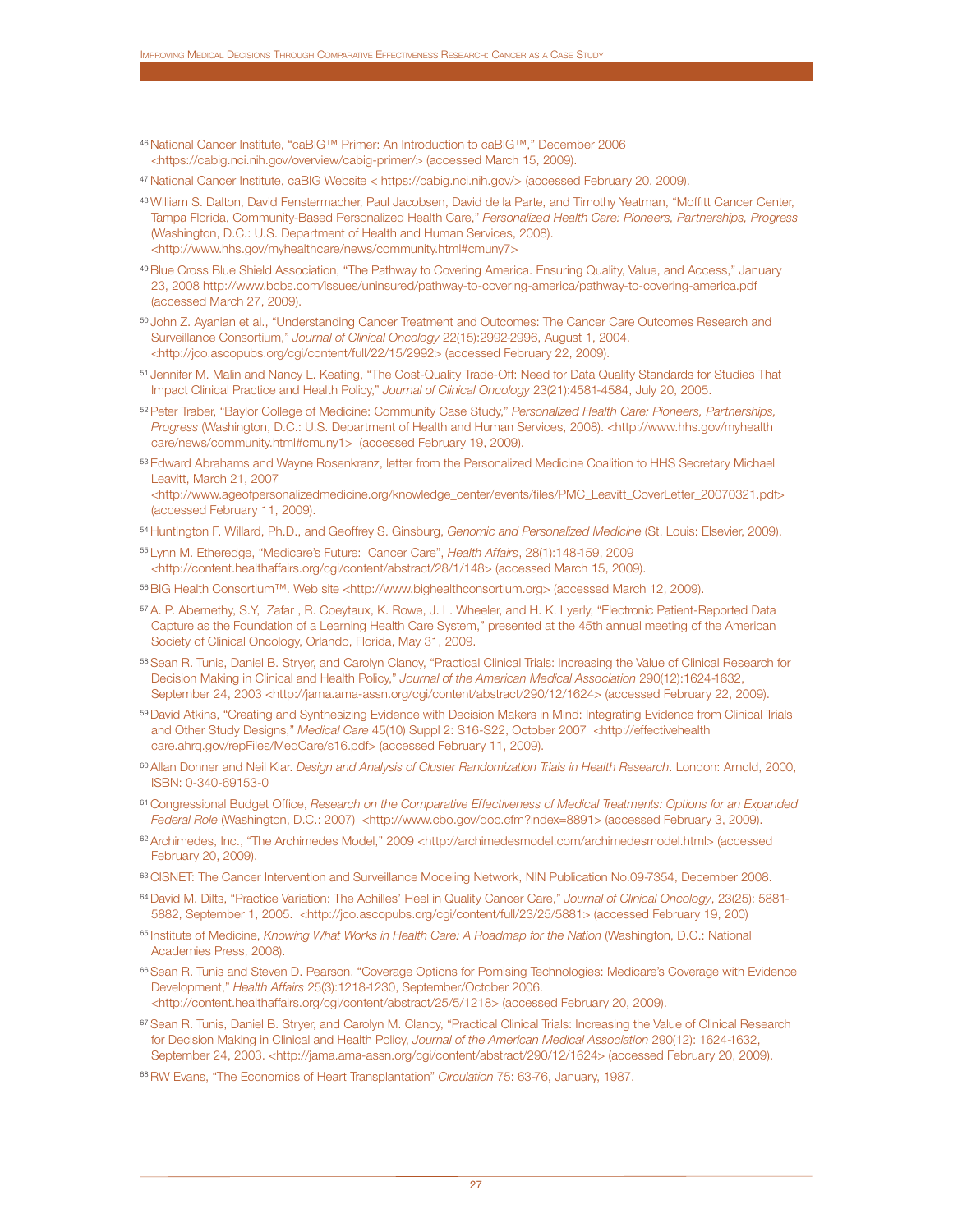46 National Cancer Institute, "caBIG™ Primer: An Introduction to caBIG™," December 2006 <https://cabig.nci.nih.gov/overview/cabig-primer/> (accessed March 15, 2009).

47 National Cancer Institute, caBIG Website < https://cabig.nci.nih.gov/> (accessed February 20, 2009).

48 William S. Dalton, David Fenstermacher, Paul Jacobsen, David de la Parte, and Timothy Yeatman, "Moffitt Cancer Center, Tampa Florida, Community-Based Personalized Health Care," *Personalized Health Care: Pioneers, Partnerships, Progress* (Washington, D.C.: U.S. Department of Health and Human Services, 2008). <http://www.hhs.gov/myhealthcare/news/community.html#cmuny7>

49 Blue Cross Blue Shield Association, "The Pathway to Covering America. Ensuring Quality, Value, and Access," January 23, 2008 http://www.bcbs.com/issues/uninsured/pathway-to-covering-america/pathway-to-covering-america.pdf (accessed March 27, 2009).

50 John Z. Ayanian et al., "Understanding Cancer Treatment and Outcomes: The Cancer Care Outcomes Research and Surveillance Consortium," *Journal of Clinical Oncology* 22(15):2992-2996, August 1, 2004. <http://jco.ascopubs.org/cgi/content/full/22/15/2992> (accessed February 22, 2009).

51 Jennifer M. Malin and Nancy L. Keating, "The Cost-Quality Trade-Off: Need for Data Quality Standards for Studies That Impact Clinical Practice and Health Policy," *Journal of Clinical Oncology* 23(21):4581-4584, July 20, 2005.

52 Peter Traber, "Baylor College of Medicine: Community Case Study," *Personalized Health Care: Pioneers, Partnerships, Progress* (Washington, D.C.: U.S. Department of Health and Human Services, 2008). <http://www.hhs.gov/myhealth care/news/community.html#cmuny1> (accessed February 19, 2009).

53 Edward Abrahams and Wayne Rosenkranz, letter from the Personalized Medicine Coalition to HHS Secretary Michael Leavitt, March 21, 2007 <http://www.ageofpersonalizedmedicine.org/knowledge_center/events/files/PMC_Leavitt_CoverLetter_20070321.pdf> (accessed February 11, 2009).

54 Huntington F. Willard, Ph.D., and Geoffrey S. Ginsburg, *Genomic and Personalized Medicine* (St. Louis: Elsevier, 2009).

55 Lynn M. Etheredge, "Medicare's Future: Cancer Care", *Health Affairs*, 28(1):148-159, 2009 <http://content.healthaffairs.org/cgi/content/abstract/28/1/148> (accessed March 15, 2009).

56 BIG Health Consortium™. Web site <http://www.bighealthconsortium.org> (accessed March 12, 2009).

57 A. P. Abernethy, S.Y, Zafar , R. Coeytaux, K. Rowe, J. L. Wheeler, and H. K. Lyerly, "Electronic Patient-Reported Data Capture as the Foundation of a Learning Health Care System," presented at the 45th annual meeting of the American Society of Clinical Oncology, Orlando, Florida, May 31, 2009.

58 Sean R. Tunis, Daniel B. Stryer, and Carolyn Clancy, "Practical Clinical Trials: Increasing the Value of Clinical Research for Decision Making in Clinical and Health Policy," *Journal of the American Medical Association* 290(12):1624-1632, September 24, 2003 <http://jama.ama-assn.org/cgi/content/abstract/290/12/1624> (accessed February 22, 2009).

59 David Atkins, "Creating and Synthesizing Evidence with Decision Makers in Mind: Integrating Evidence from Clinical Trials and Other Study Designs," *Medical Care* 45(10) Suppl 2: S16-S22, October 2007 <http://effectivehealth care.ahrq.gov/repFiles/MedCare/s16.pdf> (accessed February 11, 2009).

60 Allan Donner and Neil Klar. *Design and Analysis of Cluster Randomization Trials in Health Research*. London: Arnold, 2000, ISBN: 0-340-69153-0

61 Congressional Budget Office, *Research on the Comparative Effectiveness of Medical Treatments: Options for an Expanded Federal Role* (Washington, D.C.: 2007) <http://www.cbo.gov/doc.cfm?index=8891> (accessed February 3, 2009).

62 Archimedes, Inc., "The Archimedes Model," 2009 <http://archimedesmodel.com/archimedesmodel.html> (accessed February 20, 2009).

63 CISNET: The Cancer Intervention and Surveillance Modeling Network, NIN Publication No.09-7354, December 2008.

64 David M. Dilts, "Practice Variation: The Achilles' Heel in Quality Cancer Care," *Journal of Clinical Oncology*, 23(25): 5881-5882, September 1, 2005. <http://jco.ascopubs.org/cgi/content/full/23/25/5881> (accessed February 19, 200)

65 Institute of Medicine, *Knowing What Works in Health Care: A Roadmap for the Nation* (Washington, D.C.: National Academies Press, 2008).

66 Sean R. Tunis and Steven D. Pearson, "Coverage Options for Pomising Technologies: Medicare's Coverage with Evidence Development," *Health Affairs* 25(3):1218-1230, September/October 2006. <http://content.healthaffairs.org/cgi/content/abstract/25/5/1218> (accessed February 20, 2009).

67 Sean R. Tunis, Daniel B. Stryer, and Carolyn M. Clancy, "Practical Clinical Trials: Increasing the Value of Clinical Research for Decision Making in Clinical and Health Policy, *Journal of the American Medical Association* 290(12): 1624-1632, September 24, 2003. <http://jama.ama-assn.org/cgi/content/abstract/290/12/1624> (accessed February 20, 2009).

68 RW Evans, "The Economics of Heart Transplantation" *Circulation* 75: 63-76, January, 1987.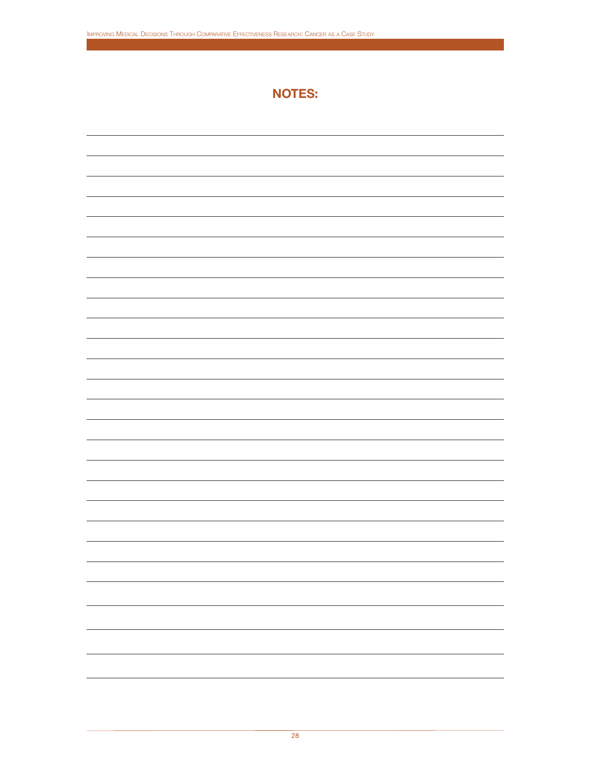## NOTES: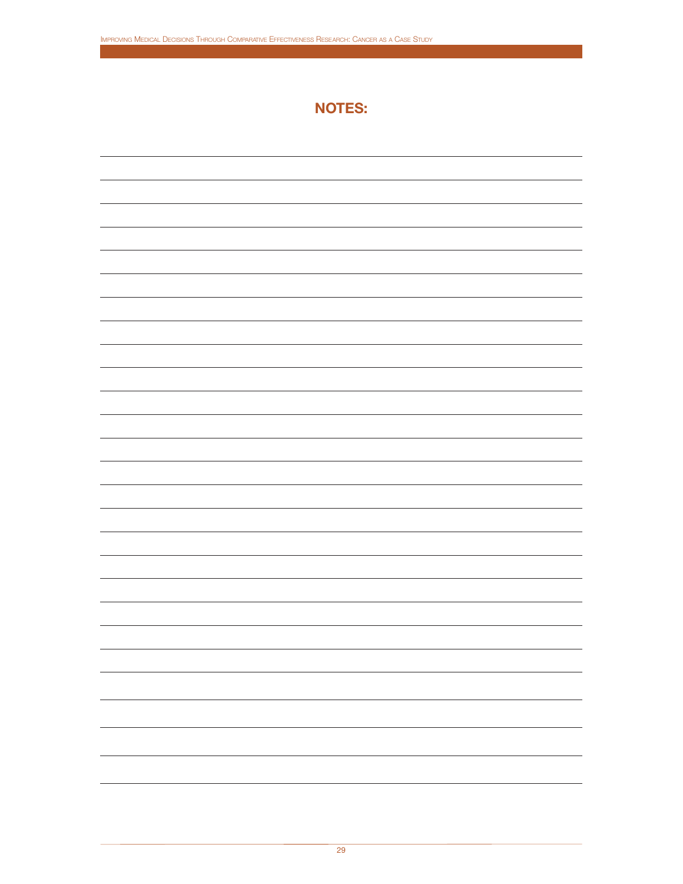## NOTES: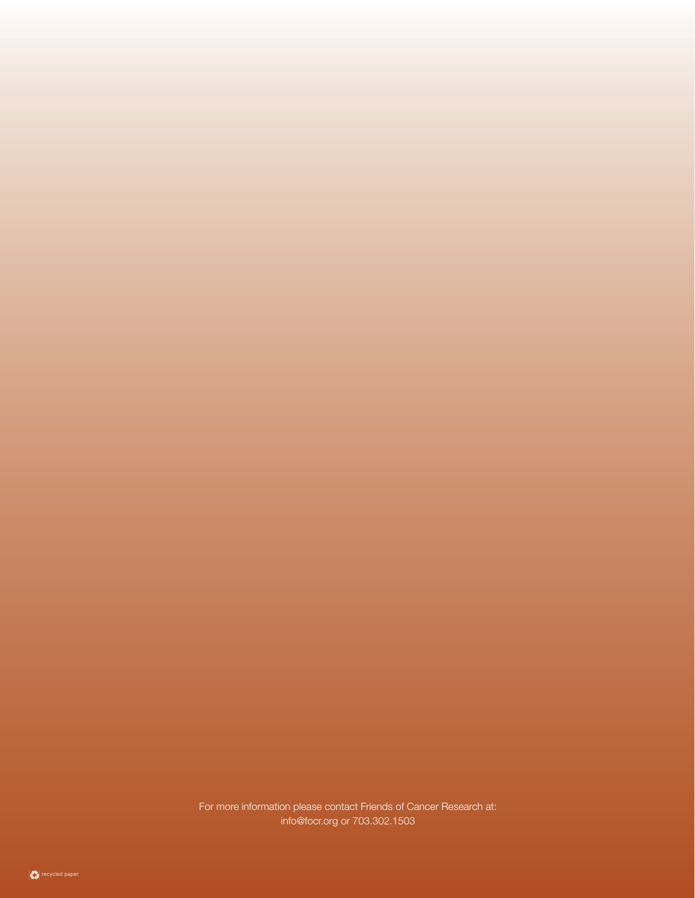For more information please contact Friends of Cancer Research at:
info@focr.org or 703.302.1503

recycled paper